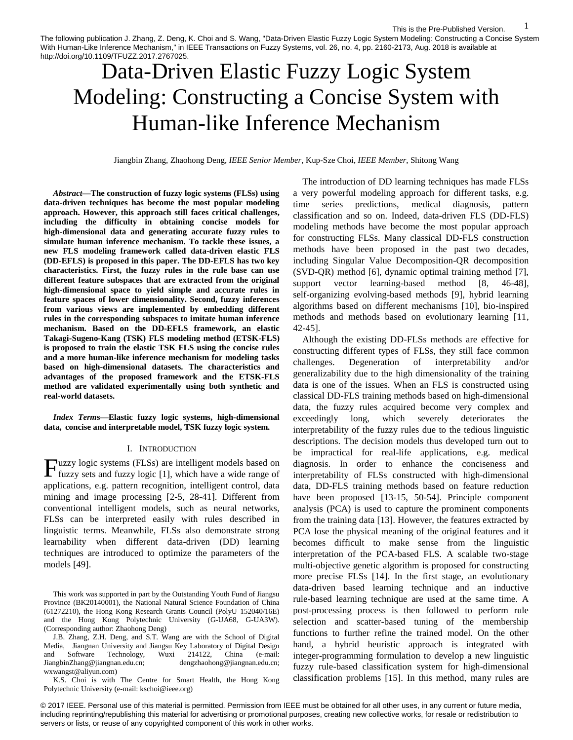This is the Pre-Published Version.

The following publication J. Zhang, Z. Deng, K. Choi and S. Wang, "Data-Driven Elastic Fuzzy Logic System Modeling: Constructing a Concise System With Human-Like Inference Mechanism," in IEEE Transactions on Fuzzy Systems, vol. 26, no. 4, pp. 2160-2173, Aug. 2018 is available at http://doi.org/10.1109/TFUZZ.2017.2767025.

# Data-Driven Elastic Fuzzy Logic System Modeling: Constructing a Concise System with Human-like Inference Mechanism

Jiangbin Zhang, Zhaohong Deng, *IEEE Senior Member*, Kup-Sze Choi, *IEEE Member*, Shitong Wang

***Abstract*—The construction of fuzzy logic systems (FLSs) using data-driven techniques has become the most popular modeling approach. However, this approach still faces critical challenges, including the difficulty in obtaining concise models for high-dimensional data and generating accurate fuzzy rules to simulate human inference mechanism. To tackle these issues, a new FLS modeling framework called data-driven elastic FLS (DD-EFLS) is proposed in this paper. The DD-EFLS has two key characteristics. First, the fuzzy rules in the rule base can use different feature subspaces that are extracted from the original high-dimensional space to yield simple and accurate rules in feature spaces of lower dimensionality. Second, fuzzy inferences from various views are implemented by embedding different rules in the corresponding subspaces to imitate human inference mechanism. Based on the DD-EFLS framework, an elastic Takagi-Sugeno-Kang (TSK) FLS modeling method (ETSK-FLS) is proposed to train the elastic TSK FLS using the concise rules and a more human-like inference mechanism for modeling tasks based on high-dimensional datasets. The characteristics and advantages of the proposed framework and the ETSK-FLS method are validated experimentally using both synthetic and real-world datasets.**

***Index Terms*—Elastic fuzzy logic systems, high-dimensional data, concise and interpretable model, TSK fuzzy logic system.**

## I. Introduction

Fuzzy logic systems (FLSs) are intelligent models based on fuzzy sets and fuzzy logic [1], which have a wide range of applications, e.g. pattern recognition, intelligent control, data mining and image processing [2-5, 28-41]. Different from conventional intelligent models, such as neural networks, FLSs can be interpreted easily with rules described in linguistic terms. Meanwhile, FLSs also demonstrate strong learnability when different data-driven (DD) learning techniques are introduced to optimize the parameters of the models [49].

This work was supported in part by the Outstanding Youth Fund of Jiangsu Province (BK20140001), the National Natural Science Foundation of China (61272210), the Hong Kong Research Grants Council (PolyU 152040/16E) and the Hong Kong Polytechnic University (G-UA68, G-UA3W). (Corresponding author: Zhaohong Deng)

J.B. Zhang, Z.H. Deng, and S.T. Wang are with the School of Digital Media, Jiangnan University and Jiangsu Key Laboratory of Digital Design and Software Technology, Wuxi 214122, China (e-mail: JiangbinZhang@jiangnan.edu.cn; dengzhaohong@jiangnan.edu.cn; wxwangst@aliyun.com)

K.S. Choi is with The Centre for Smart Health, the Hong Kong Polytechnic University (e-mail: kschoi@ieee.org)

The introduction of DD learning techniques has made FLSs a very powerful modeling approach for different tasks, e.g. time series predictions, medical diagnosis, pattern classification and so on. Indeed, data-driven FLS (DD-FLS) modeling methods have become the most popular approach for constructing FLSs. Many classical DD-FLS construction methods have been proposed in the past two decades, including Singular Value Decomposition-QR decomposition (SVD-QR) method [6], dynamic optimal training method [7], support vector learning-based method [8, 46-48], self-organizing evolving-based methods [9], hybrid learning algorithms based on different mechanisms [10], bio-inspired methods and methods based on evolutionary learning [11, 42-45].

Although the existing DD-FLSs methods are effective for constructing different types of FLSs, they still face common challenges. Degeneration of interpretability and/or generalizability due to the high dimensionality of the training data is one of the issues. When an FLS is constructed using classical DD-FLS training methods based on high-dimensional data, the fuzzy rules acquired become very complex and exceedingly long, which severely deteriorates the interpretability of the fuzzy rules due to the tedious linguistic descriptions. The decision models thus developed turn out to be impractical for real-life applications, e.g. medical diagnosis. In order to enhance the conciseness and interpretability of FLSs constructed with high-dimensional data, DD-FLS training methods based on feature reduction have been proposed [13-15, 50-54]. Principle component analysis (PCA) is used to capture the prominent components from the training data [13]. However, the features extracted by PCA lose the physical meaning of the original features and it becomes difficult to make sense from the linguistic interpretation of the PCA-based FLS. A scalable two-stage multi-objective genetic algorithm is proposed for constructing more precise FLSs [14]. In the first stage, an evolutionary data-driven based learning technique and an inductive rule-based learning technique are used at the same time. A post-processing process is then followed to perform rule selection and scatter-based tuning of the membership functions to further refine the trained model. On the other hand, a hybrid heuristic approach is integrated with integer-programming formulation to develop a new linguistic fuzzy rule-based classification system for high-dimensional classification problems [15]. In this method, many rules are

© 2017 IEEE. Personal use of this material is permitted. Permission from IEEE must be obtained for all other uses, in any current or future media, including reprinting/republishing this material for advertising or promotional purposes, creating new collective works, for resale or redistribution to servers or lists, or reuse of any copyrighted component of this work in other works.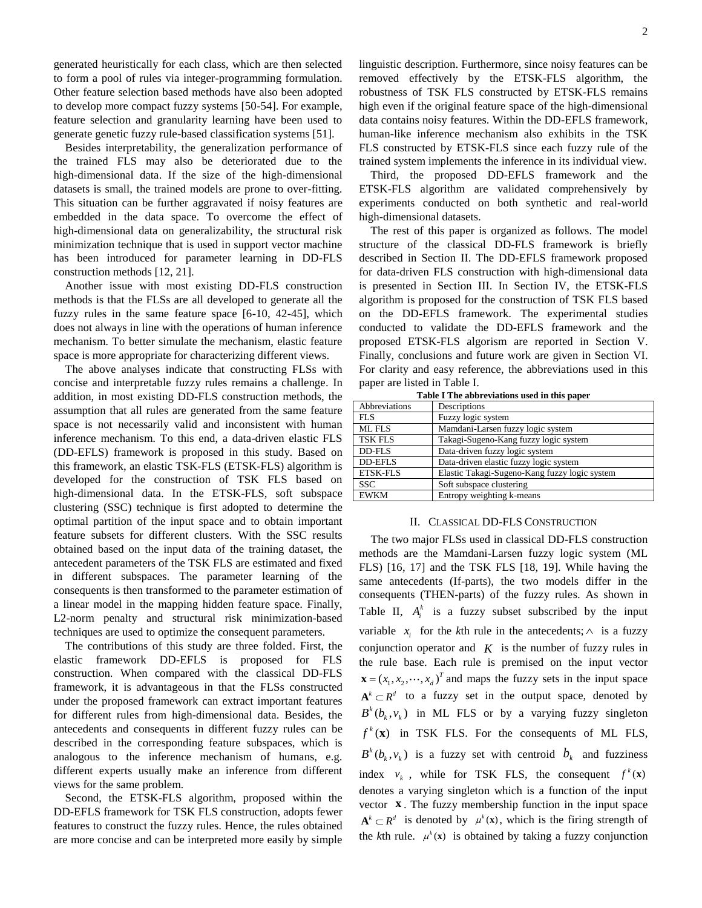generated heuristically for each class, which are then selected to form a pool of rules via integer-programming formulation. Other feature selection based methods have also been adopted to develop more compact fuzzy systems [50-54]. For example, feature selection and granularity learning have been used to generate genetic fuzzy rule-based classification systems [51].

Besides interpretability, the generalization performance of the trained FLS may also be deteriorated due to the high-dimensional data. If the size of the high-dimensional datasets is small, the trained models are prone to over-fitting. This situation can be further aggravated if noisy features are embedded in the data space. To overcome the effect of high-dimensional data on generalizability, the structural risk minimization technique that is used in support vector machine has been introduced for parameter learning in DD-FLS construction methods [12, 21].

Another issue with most existing DD-FLS construction methods is that the FLSs are all developed to generate all the fuzzy rules in the same feature space [6-10, 42-45], which does not always in line with the operations of human inference mechanism. To better simulate the mechanism, elastic feature space is more appropriate for characterizing different views.

The above analyses indicate that constructing FLSs with concise and interpretable fuzzy rules remains a challenge. In addition, in most existing DD-FLS construction methods, the assumption that all rules are generated from the same feature space is not necessarily valid and inconsistent with human inference mechanism. To this end, a data-driven elastic FLS (DD-EFLS) framework is proposed in this study. Based on this framework, an elastic TSK-FLS (ETSK-FLS) algorithm is developed for the construction of TSK FLS based on high-dimensional data. In the ETSK-FLS, soft subspace clustering (SSC) technique is first adopted to determine the optimal partition of the input space and to obtain important feature subsets for different clusters. With the SSC results obtained based on the input data of the training dataset, the antecedent parameters of the TSK FLS are estimated and fixed in different subspaces. The parameter learning of the consequents is then transformed to the parameter estimation of a linear model in the mapping hidden feature space. Finally, L2-norm penalty and structural risk minimization-based techniques are used to optimize the consequent parameters.

The contributions of this study are three folded. First, the elastic framework DD-EFLS is proposed for FLS construction. When compared with the classical DD-FLS framework, it is advantageous in that the FLSs constructed under the proposed framework can extract important features for different rules from high-dimensional data. Besides, the antecedents and consequents in different fuzzy rules can be described in the corresponding feature subspaces, which is analogous to the inference mechanism of humans, e.g. different experts usually make an inference from different views for the same problem.

Second, the ETSK-FLS algorithm, proposed within the DD-EFLS framework for TSK FLS construction, adopts fewer features to construct the fuzzy rules. Hence, the rules obtained are more concise and can be interpreted more easily by simple linguistic description. Furthermore, since noisy features can be removed effectively by the ETSK-FLS algorithm, the robustness of TSK FLS constructed by ETSK-FLS remains high even if the original feature space of the high-dimensional data contains noisy features. Within the DD-EFLS framework, human-like inference mechanism also exhibits in the TSK FLS constructed by ETSK-FLS since each fuzzy rule of the trained system implements the inference in its individual view.

Third, the proposed DD-EFLS framework and the ETSK-FLS algorithm are validated comprehensively by experiments conducted on both synthetic and real-world high-dimensional datasets.

The rest of this paper is organized as follows. The model structure of the classical DD-FLS framework is briefly described in Section II. The DD-EFLS framework proposed for data-driven FLS construction with high-dimensional data is presented in Section III. In Section IV, the ETSK-FLS algorithm is proposed for the construction of TSK FLS based on the DD-EFLS framework. The experimental studies conducted to validate the DD-EFLS framework and the proposed ETSK-FLS algorism are reported in Section V. Finally, conclusions and future work are given in Section VI. For clarity and easy reference, the abbreviations used in this paper are listed in Table I.

**Table I The abbreviations used in this paper**

| Abbreviations | Descriptions |
|---|---|
| FLS | Fuzzy logic system |
| ML FLS | Mamdani-Larsen fuzzy logic system |
| TSK FLS | Takagi-Sugeno-Kang fuzzy logic system |
| DD-FLS | Data-driven fuzzy logic system |
| DD-EFLS | Data-driven elastic fuzzy logic system |
| ETSK-FLS | Elastic Takagi-Sugeno-Kang fuzzy logic system |
| SSC | Soft subspace clustering |
| EWKM | Entropy weighting k-means |

## II. Classical DD-FLS Construction

The two major FLSs used in classical DD-FLS construction methods are the Mamdani-Larsen fuzzy logic system (ML FLS) [16, 17] and the TSK FLS [18, 19]. While having the same antecedents (If-parts), the two models differ in the consequents (THEN-parts) of the fuzzy rules. As shown in Table II, $A_i^k$ is a fuzzy subset subscribed by the input variable $x_i$ for the $k$th rule in the antecedents; $\wedge$ is a fuzzy conjunction operator and $K$ is the number of fuzzy rules in the rule base. Each rule is premised on the input vector $\mathbf{x}=(x_1,x_2,\cdots,x_d)^T$ and maps the fuzzy sets in the input space $\mathbf{A}^k \subset R^d$ to a fuzzy set in the output space, denoted by $B^k(b_k,v_k)$ in ML FLS or by a varying fuzzy singleton $f^k(\mathbf{x})$ in TSK FLS. For the consequents of ML FLS, $B^k(b_k,v_k)$ is a fuzzy set with centroid $b_k$ and fuzziness index $v_k$, while for TSK FLS, the consequent $f^k(\mathbf{x})$ denotes a varying singleton which is a function of the input vector $\mathbf{x}$. The fuzzy membership function in the input space $\mathbf{A}^k \subset R^d$ is denoted by $\mu^k(\mathbf{x})$, which is the firing strength of the $k$th rule. $\mu^k(\mathbf{x})$ is obtained by taking a fuzzy conjunction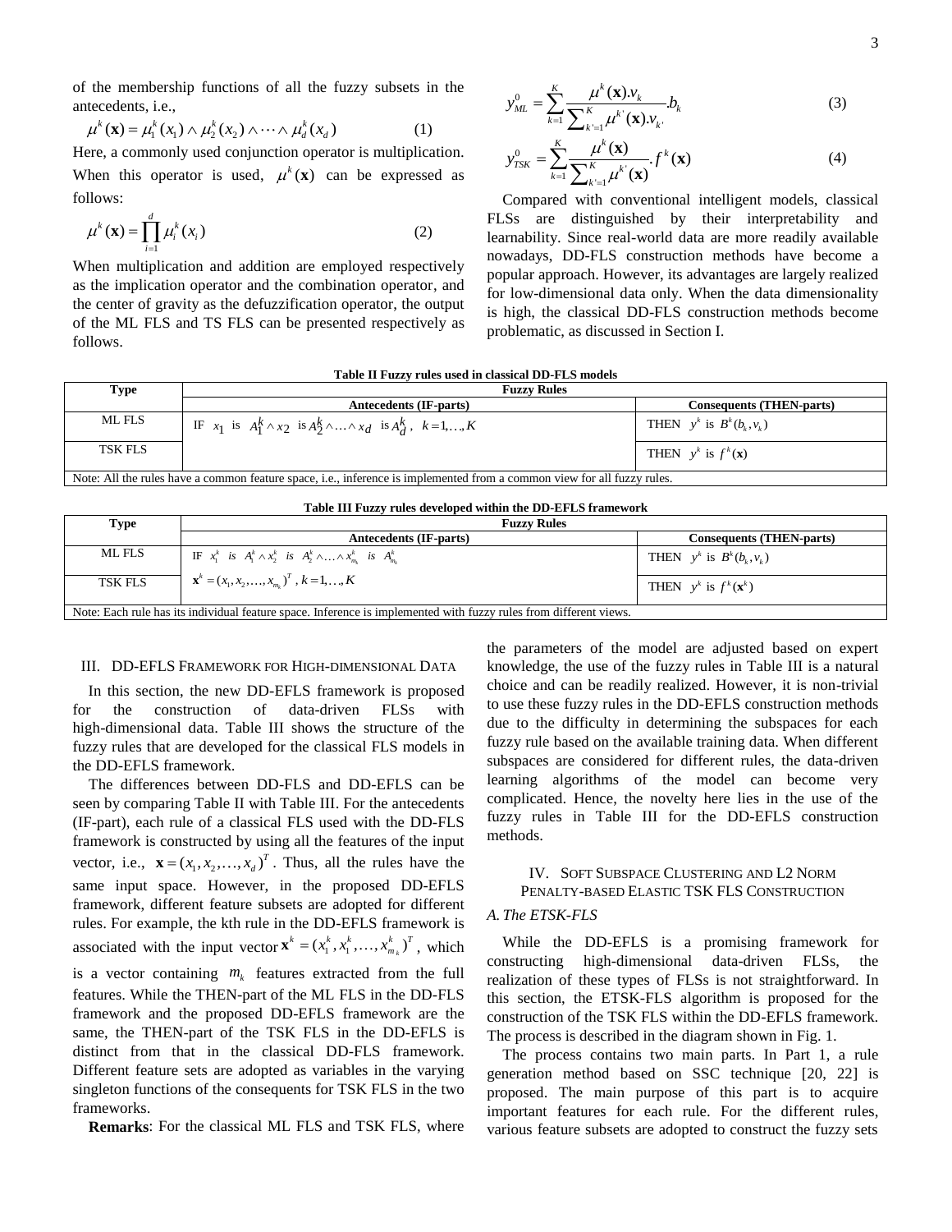of the membership functions of all the fuzzy subsets in the antecedents, i.e.,

$$\mu^k(\mathbf{x}) = \mu_1^k(x_1) \wedge \mu_2^k(x_2) \wedge \cdots \wedge \mu_d^k(x_d) \tag{1}$$

Here, a commonly used conjunction operator is multiplication. When this operator is used, $\mu^k(\mathbf{x})$ can be expressed as follows:

$$\mu^k(\mathbf{x}) = \prod_{i=1}^{d} \mu_i^k(x_i) \tag{2}$$

When multiplication and addition are employed respectively as the implication operator and the combination operator, and the center of gravity as the defuzzification operator, the output of the ML FLS and TS FLS can be presented respectively as follows.

$$y_{ML}^0 = \sum_{k=1}^{K} \frac{\mu^k(\mathbf{x}).v_k}{\sum_{k'=1}^{K} \mu^{k'}(\mathbf{x}).v_{k'}}.b_k \tag{3}$$

$$y_{TSK}^0 = \sum_{k=1}^{K} \frac{\mu^k(\mathbf{x})}{\sum_{k'=1}^{K} \mu^{k'}(\mathbf{x})}.f^k(\mathbf{x}) \tag{4}$$

Compared with conventional intelligent models, classical FLSs are distinguished by their interpretability and learnability. Since real-world data are more readily available nowadays, DD-FLS construction methods have become a popular approach. However, its advantages are largely realized for low-dimensional data only. When the data dimensionality is high, the classical DD-FLS construction methods become problematic, as discussed in Section I.

**Table II Fuzzy rules used in classical DD-FLS models**

| Type | Fuzzy Rules | |
|---|---|---|
| | Antecedents (IF-parts) | Consequents (THEN-parts) |
| ML FLS | IF $x_1$ is $A_1^k \wedge x_2$ is $A_2^k \wedge \ldots \wedge x_d$ is $A_d^k$, $k=1,\ldots,K$ | THEN $y^k$ is $B^k(b_k, v_k)$ |
| TSK FLS | | THEN $y^k$ is $f^k(\mathbf{x})$ |
| Note: All the rules have a common feature space, i.e., inference is implemented from a common view for all fuzzy rules. | | |

**Table III Fuzzy rules developed within the DD-EFLS framework**

| Type | Fuzzy Rules | |
|---|---|---|
| | Antecedents (IF-parts) | Consequents (THEN-parts) |
| ML FLS | IF $x_1^k$ is $A_1^k \wedge x_2^k$ is $A_2^k \wedge \ldots \wedge x_{m_k}^k$ is $A_{m_k}^k$ | THEN $y^k$ is $B^k(b_k, v_k)$ |
| TSK FLS | $\mathbf{x}^k = (x_1, x_2, \ldots, x_{m_k})^T$, $k=1,\ldots,K$ | THEN $y^k$ is $f^k(\mathbf{x}^k)$ |
| Note: Each rule has its individual feature space. Inference is implemented with fuzzy rules from different views. | | |

## III. DD-EFLS Framework for High-dimensional Data

In this section, the new DD-EFLS framework is proposed for the construction of data-driven FLSs with high-dimensional data. Table III shows the structure of the fuzzy rules that are developed for the classical FLS models in the DD-EFLS framework.

The differences between DD-FLS and DD-EFLS can be seen by comparing Table II with Table III. For the antecedents (IF-part), each rule of a classical FLS used with the DD-FLS framework is constructed by using all the features of the input vector, i.e., $\mathbf{x} = (x_1, x_2, \ldots, x_d)^T$. Thus, all the rules have the same input space. However, in the proposed DD-EFLS framework, different feature subsets are adopted for different rules. For example, the kth rule in the DD-EFLS framework is associated with the input vector $\mathbf{x}^k = (x_1^k, x_1^k, \ldots, x_{m_k}^k)^T$, which is a vector containing $m_k$ features extracted from the full features. While the THEN-part of the ML FLS in the DD-FLS framework and the proposed DD-EFLS framework are the same, the THEN-part of the TSK FLS in the DD-EFLS is distinct from that in the classical DD-FLS framework. Different feature sets are adopted as variables in the varying singleton functions of the consequents for TSK FLS in the two frameworks.

**Remarks**: For the classical ML FLS and TSK FLS, where the parameters of the model are adjusted based on expert knowledge, the use of the fuzzy rules in Table III is a natural choice and can be readily realized. However, it is non-trivial to use these fuzzy rules in the DD-EFLS construction methods due to the difficulty in determining the subspaces for each fuzzy rule based on the available training data. When different subspaces are considered for different rules, the data-driven learning algorithms of the model can become very complicated. Hence, the novelty here lies in the use of the fuzzy rules in Table III for the DD-EFLS construction methods.

## IV. Soft Subspace Clustering and L2 Norm Penalty-based Elastic TSK FLS Construction

### A. The ETSK-FLS

While the DD-EFLS is a promising framework for constructing high-dimensional data-driven FLSs, the realization of these types of FLSs is not straightforward. In this section, the ETSK-FLS algorithm is proposed for the construction of the TSK FLS within the DD-EFLS framework. The process is described in the diagram shown in Fig. 1.

The process contains two main parts. In Part 1, a rule generation method based on SSC technique [20, 22] is proposed. The main purpose of this part is to acquire important features for each rule. For the different rules, various feature subsets are adopted to construct the fuzzy sets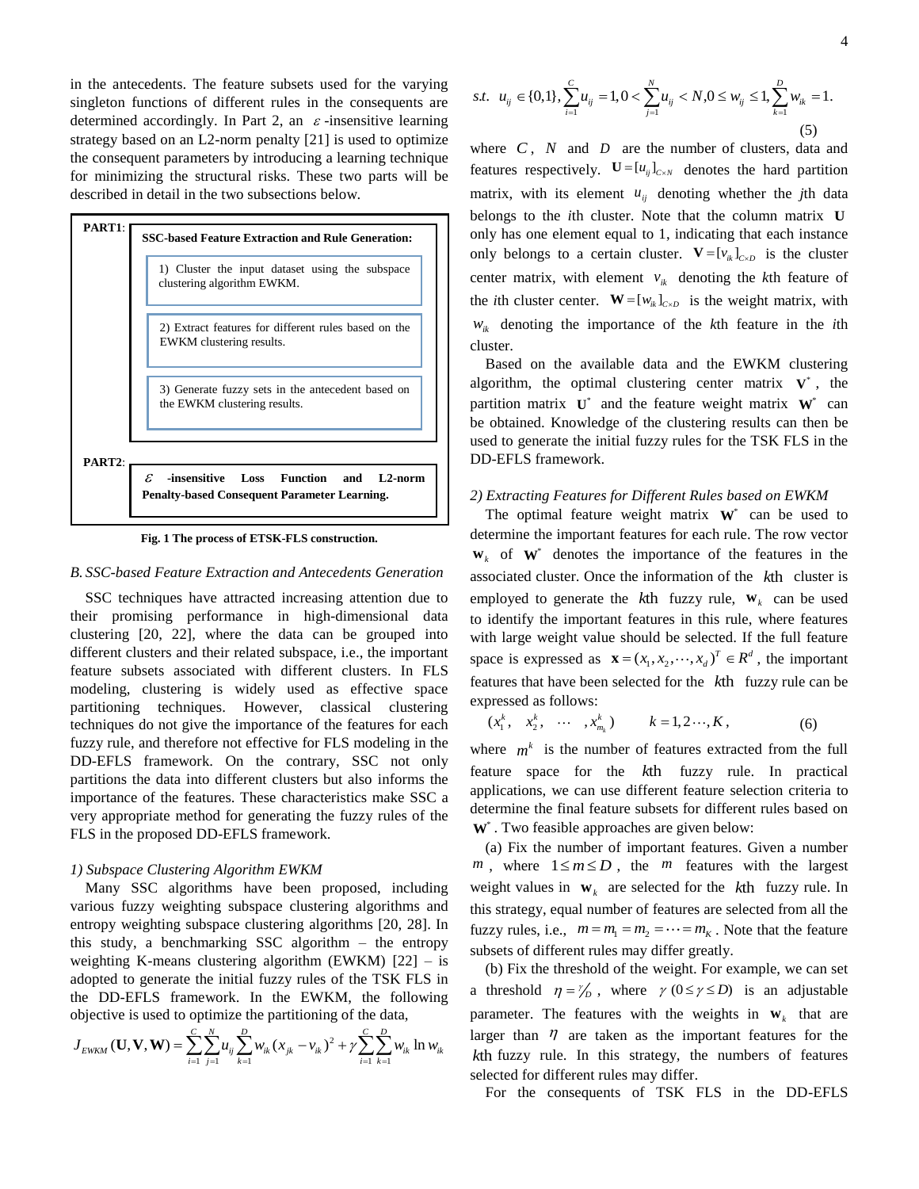in the antecedents. The feature subsets used for the varying singleton functions of different rules in the consequents are determined accordingly. In Part 2, an $\varepsilon$-insensitive learning strategy based on an L2-norm penalty [21] is used to optimize the consequent parameters by introducing a learning technique for minimizing the structural risks. These two parts will be described in detail in the two subsections below.

**PART1**:

**SSC-based Feature Extraction and Rule Generation:**

1) Cluster the input dataset using the subspace clustering algorithm EWKM.

2) Extract features for different rules based on the EWKM clustering results.

3) Generate fuzzy sets in the antecedent based on the EWKM clustering results.

**PART2**:

**$\varepsilon$-insensitive Loss Function and L2-norm Penalty-based Consequent Parameter Learning.**

**Fig. 1 The process of ETSK-FLS construction.**

### B. SSC-based Feature Extraction and Antecedents Generation

SSC techniques have attracted increasing attention due to their promising performance in high-dimensional data clustering [20, 22], where the data can be grouped into different clusters and their related subspace, i.e., the important feature subsets associated with different clusters. In FLS modeling, clustering is widely used as effective space partitioning techniques. However, classical clustering techniques do not give the importance of the features for each fuzzy rule, and therefore not effective for FLS modeling in the DD-EFLS framework. On the contrary, SSC not only partitions the data into different clusters but also informs the importance of the features. These characteristics make SSC a very appropriate method for generating the fuzzy rules of the FLS in the proposed DD-EFLS framework.

#### 1) Subspace Clustering Algorithm EWKM

Many SSC algorithms have been proposed, including various fuzzy weighting subspace clustering algorithms and entropy weighting subspace clustering algorithms [20, 28]. In this study, a benchmarking SSC algorithm – the entropy weighting K-means clustering algorithm (EWKM) [22] – is adopted to generate the initial fuzzy rules of the TSK FLS in the DD-EFLS framework. In the EWKM, the following objective is used to optimize the partitioning of the data,

$$J_{EWKM}(\mathbf{U},\mathbf{V},\mathbf{W}) = \sum_{i=1}^{C}\sum_{j=1}^{N} u_{ij}\sum_{k=1}^{D} w_{ik}(x_{jk}-v_{ik})^2 + \gamma\sum_{i=1}^{C}\sum_{k=1}^{D} w_{ik}\ln w_{ik}$$

$$s.t.\ \ u_{ij}\in\{0,1\}, \sum_{i=1}^{C}u_{ij}=1, 0<\sum_{j=1}^{N}u_{ij}<N, 0\le w_{ij}\le 1, \sum_{k=1}^{D}w_{ik}=1. \tag{5}$$

where $C$, $N$ and $D$ are the number of clusters, data and features respectively. $\mathbf{U}=[u_{ij}]_{C\times N}$ denotes the hard partition matrix, with its element $u_{ij}$ denoting whether the *j*th data belongs to the *i*th cluster. Note that the column matrix $\mathbf{U}$ only has one element equal to 1, indicating that each instance only belongs to a certain cluster. $\mathbf{V}=[v_{ik}]_{C\times D}$ is the cluster center matrix, with element $v_{ik}$ denoting the *k*th feature of the *i*th cluster center. $\mathbf{W}=[w_{ik}]_{C\times D}$ is the weight matrix, with $w_{ik}$ denoting the importance of the *k*th feature in the *i*th cluster.

Based on the available data and the EWKM clustering algorithm, the optimal clustering center matrix $\mathbf{V}^*$, the partition matrix $\mathbf{U}^*$ and the feature weight matrix $\mathbf{W}^*$ can be obtained. Knowledge of the clustering results can then be used to generate the initial fuzzy rules for the TSK FLS in the DD-EFLS framework.

#### 2) Extracting Features for Different Rules based on EWKM

The optimal feature weight matrix $\mathbf{W}^*$ can be used to determine the important features for each rule. The row vector $\mathbf{w}_k$ of $\mathbf{W}^*$ denotes the importance of the features in the associated cluster. Once the information of the $k$th cluster is employed to generate the $k$th fuzzy rule, $\mathbf{w}_k$ can be used to identify the important features in this rule, where features with large weight value should be selected. If the full feature space is expressed as $\mathbf{x}=(x_1,x_2,\cdots,x_d)^T\in R^d$, the important features that have been selected for the $k$th fuzzy rule can be expressed as follows:

$$(x_1^k,\ \ x_2^k,\ \ \cdots\ \ ,x_{m_k}^k)\qquad k=1,2\cdots,K, \tag{6}$$

where $m^k$ is the number of features extracted from the full feature space for the $k$th fuzzy rule. In practical applications, we can use different feature selection criteria to determine the final feature subsets for different rules based on $\mathbf{W}^*$. Two feasible approaches are given below:

(a) Fix the number of important features. Given a number $m$, where $1\le m\le D$, the $m$ features with the largest weight values in $\mathbf{w}_k$ are selected for the $k$th fuzzy rule. In this strategy, equal number of features are selected from all the fuzzy rules, i.e., $m=m_1=m_2=\cdots=m_K$. Note that the feature subsets of different rules may differ greatly.

(b) Fix the threshold of the weight. For example, we can set a threshold $\eta=\gamma/D$, where $\gamma\ (0\le\gamma\le D)$ is an adjustable parameter. The features with the weights in $\mathbf{w}_k$ that are larger than $\eta$ are taken as the important features for the $k$th fuzzy rule. In this strategy, the numbers of features selected for different rules may differ.

For the consequents of TSK FLS in the DD-EFLS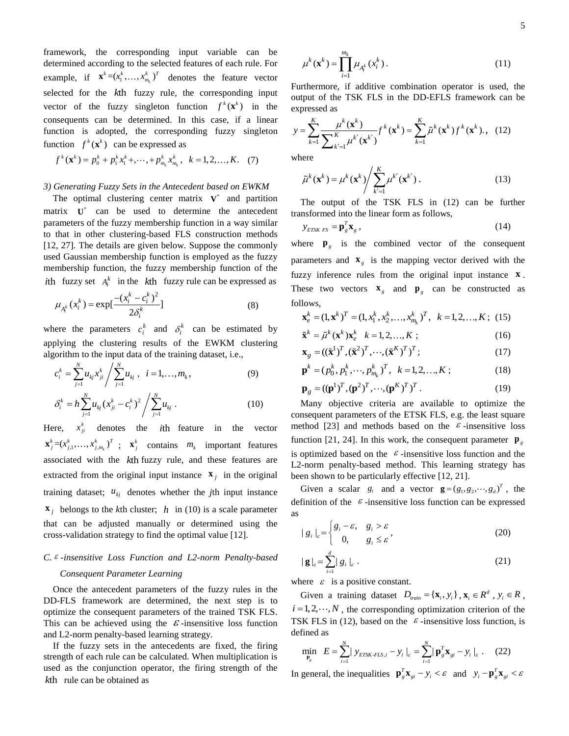framework, the corresponding input variable can be determined according to the selected features of each rule. For example, if $\mathbf{x}^k=(x_1^k,\ldots,x_{m_k}^k)^T$ denotes the feature vector selected for the $k$th fuzzy rule, the corresponding input vector of the fuzzy singleton function $f^k(\mathbf{x}^k)$ in the consequents can be determined. In this case, if a linear function is adopted, the corresponding fuzzy singleton function $f^k(\mathbf{x}^k)$ can be expressed as

$$f^k(\mathbf{x}^k) = p_0^k + p_1^k x_1^k +,\cdots,+ p_{m_k}^k x_{m_k}^k,\ \ k=1,2,\ldots,K. \quad (7)$$

*3) Generating Fuzzy Sets in the Antecedent based on EWKM*

The optimal clustering center matrix $\mathbf{V}^*$ and partition matrix $\mathbf{U}^*$ can be used to determine the antecedent parameters of the fuzzy membership function in a way similar to that in other clustering-based FLS construction methods [12, 27]. The details are given below. Suppose the commonly used Gaussian membership function is employed as the fuzzy membership function, the fuzzy membership function of the $i$th fuzzy set $A_i^k$ in the $k$th fuzzy rule can be expressed as

$$\mu_{A_i^k}(x_i^k) = \exp\left[\frac{-(x_i^k - c_i^k)^2}{2\delta_i^k}\right] \quad (8)$$

where the parameters $c_i^k$ and $\delta_i^k$ can be estimated by applying the clustering results of the EWKM clustering algorithm to the input data of the training dataset, i.e.,

$$c_i^k = \sum_{j=1}^{N} u_{kj} x_{ji}^k \Bigg/ \sum_{j=1}^{N} u_{kj},\ \ i=1,\ldots,m_k, \quad (9)$$

$$\delta_i^k = h\sum_{j=1}^{N} u_{kj}(x_{ji}^k - c_i^k)^2 \Bigg/ \sum_{j=1}^{N} u_{kj}\ . \quad (10)$$

Here, $x_{ji}^k$ denotes the $i$th feature in the vector $\mathbf{x}_j^k=(x_{j,1}^k,\ldots,x_{j,m_k}^k)^T$ ; $\mathbf{x}_j^k$ contains $m_k$ important features associated with the $k$th fuzzy rule, and these features are extracted from the original input instance $\mathbf{x}_j$ in the original training dataset; $u_{kj}$ denotes whether the $j$th input instance $\mathbf{x}_j$ belongs to the $k$th cluster; $h$ in (10) is a scale parameter that can be adjusted manually or determined using the cross-validation strategy to find the optimal value [12].

### C. $\varepsilon$-insensitive Loss Function and L2-norm Penalty-based Consequent Parameter Learning

Once the antecedent parameters of the fuzzy rules in the DD-FLS framework are determined, the next step is to optimize the consequent parameters of the trained TSK FLS. This can be achieved using the $\varepsilon$-insensitive loss function and L2-norm penalty-based learning strategy.

If the fuzzy sets in the antecedents are fixed, the firing strength of each rule can be calculated. When multiplication is used as the conjunction operator, the firing strength of the $k$th rule can be obtained as

$$\mu^k(\mathbf{x}^k) = \prod_{i=1}^{m_k} \mu_{A_i^k}(x_i^k)\ . \quad (11)$$

Furthermore, if additive combination operator is used, the output of the TSK FLS in the DD-EFLS framework can be expressed as

$$y = \sum_{k=1}^{K} \frac{\mu^k(\mathbf{x}^k)}{\sum_{k'=1}^{K}\mu^{k'}(\mathbf{x}^{k'})} f^k(\mathbf{x}^k) = \sum_{k=1}^{K} \tilde{\mu}^k(\mathbf{x}^k) f^k(\mathbf{x}^k).,\quad (12)$$

where

$$\tilde{\mu}^k(\mathbf{x}^k) = \mu^k(\mathbf{x}^k) \Bigg/ \sum_{k'=1}^{K}\mu^{k'}(\mathbf{x}^{k'})\ . \quad (13)$$

The output of the TSK FLS in (12) can be further transformed into the linear form as follows,

$$y_{ETSK\ FS} = \mathbf{p}_g^T \mathbf{x}_g\ , \quad (14)$$

where $\mathbf{p}_g$ is the combined vector of the consequent parameters and $\mathbf{x}_g$ is the mapping vector derived with the fuzzy inference rules from the original input instance $\mathbf{x}$. These two vectors $\mathbf{x}_g$ and $\mathbf{p}_g$ can be constructed as follows,

$$\mathbf{x}_e^k = (1,\mathbf{x}^k)^T = (1,x_1^k,x_2^k,\ldots,x_{m_k}^k)^T,\ \ k=1,2,\ldots,K\ ; \quad (15)$$

$$\tilde{\mathbf{x}}^k = \tilde{\mu}^k(\mathbf{x}^k)\mathbf{x}_e^k \quad k=1,2,\ldots,K\ ; \quad (16)$$

$$\mathbf{x}_g = ((\tilde{\mathbf{x}}^1)^T,(\tilde{\mathbf{x}}^2)^T,\cdots,(\tilde{\mathbf{x}}^K)^T)^T\ ; \quad (17)$$

$$\mathbf{p}^k = (p_0^k,p_1^k,\cdots,p_{m_k}^k)^T,\ \ k=1,2,\ldots,K\ ; \quad (18)$$

$$\mathbf{p}_g = ((\mathbf{p}^1)^T,(\mathbf{p}^2)^T,\cdots,(\mathbf{p}^K)^T)^T\ . \quad (19)$$

Many objective criteria are available to optimize the consequent parameters of the ETSK FLS, e.g. the least square method [23] and methods based on the $\varepsilon$-insensitive loss function [21, 24]. In this work, the consequent parameter $\mathbf{p}_g$ is optimized based on the $\varepsilon$-insensitive loss function and the L2-norm penalty-based method. This learning strategy has been shown to be particularly effective [12, 21].

Given a scalar $g_i$ and a vector $\mathbf{g}=(g_1,g_2,\cdots,g_d)^T$, the definition of the $\varepsilon$-insensitive loss function can be expressed as

$$|\,g_i\,|_\varepsilon = \begin{cases} g_i-\varepsilon, & g_i>\varepsilon \\ 0, & g_i\le\varepsilon \end{cases}, \quad (20)$$

$$|\,\mathbf{g}\,|_\varepsilon = \sum_{i=1}^{d} |\,g_i\,|_\varepsilon\ . \quad (21)$$

where $\varepsilon$ is a positive constant.

Given a training dataset $D_{train}=\{\mathbf{x}_i,y_i\}$, $\mathbf{x}_i\in R^d$, $y_i\in R$, $i=1,2,\cdots,N$, the corresponding optimization criterion of the TSK FLS in (12), based on the $\varepsilon$-insensitive loss function, is defined as

$$\min_{\mathbf{p}_g}\ \ E = \sum_{i=1}^{N} |\,y_{ETSK\text{-}FLS,i} - y_i\,|_\varepsilon = \sum_{i=1}^{N} |\,\mathbf{p}_g^T\mathbf{x}_{gi} - y_i\,|_\varepsilon\ . \quad (22)$$

In general, the inequalities $\mathbf{p}_g^T\mathbf{x}_{gi} - y_i < \varepsilon$ and $y_i - \mathbf{p}_g^T\mathbf{x}_{gi} < \varepsilon$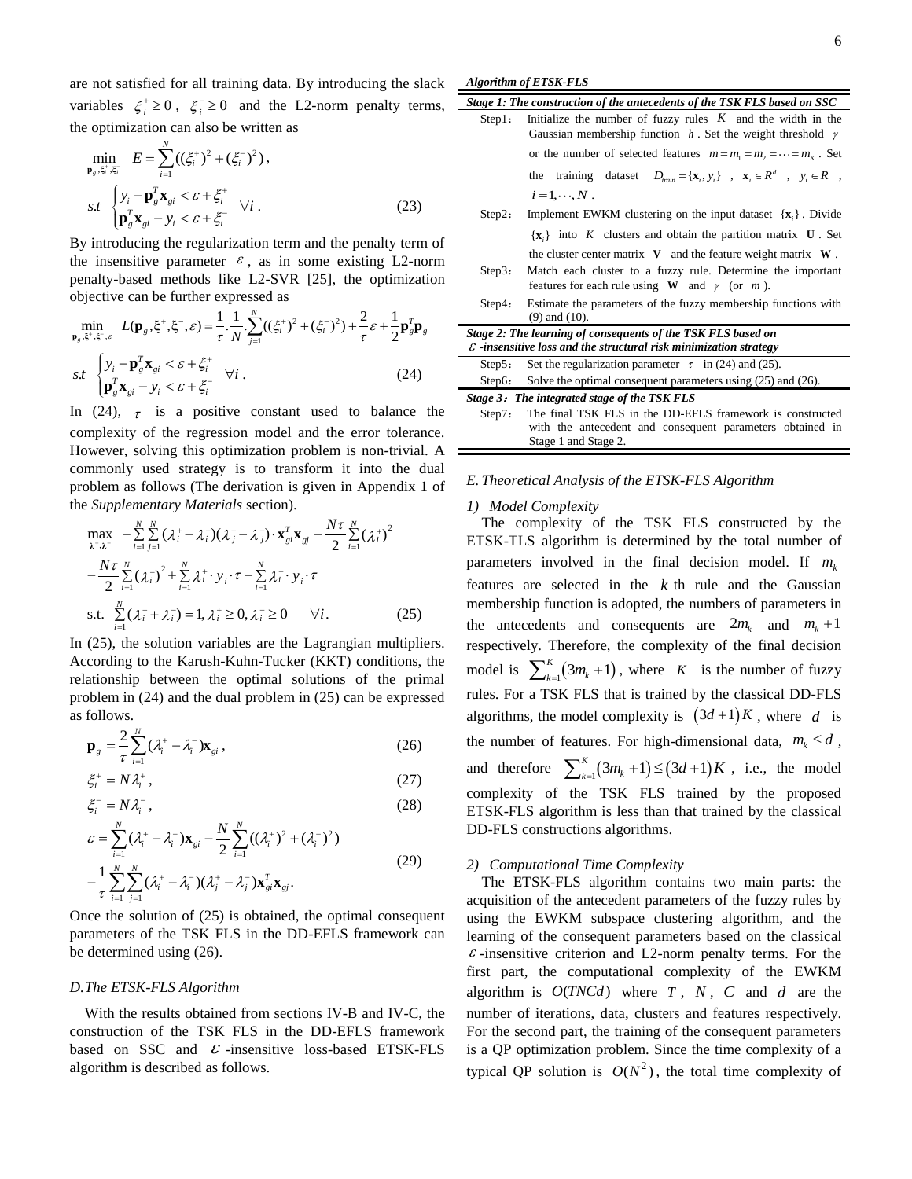are not satisfied for all training data. By introducing the slack variables $\xi_i^+ \geq 0$, $\xi_i^- \geq 0$ and the L2-norm penalty terms, the optimization can also be written as

$$\min_{\mathbf{p}_g,\xi_i^+,\xi_i^-} \quad E = \sum_{i=1}^{N}((\xi_i^+)^2 + (\xi_i^-)^2),$$

$$s.t \quad \begin{cases} y_i - \mathbf{p}_g^T \mathbf{x}_{gi} < \varepsilon + \xi_i^+ \\ \mathbf{p}_g^T \mathbf{x}_{gi} - y_i < \varepsilon + \xi_i^- \end{cases} \forall i. \tag{23}$$

By introducing the regularization term and the penalty term of the insensitive parameter $\varepsilon$, as in some existing L2-norm penalty-based methods like L2-SVR [25], the optimization objective can be further expressed as

$$\min_{\mathbf{p}_g,\xi^+,\xi^-,\varepsilon} \quad L(\mathbf{p}_g,\xi^+,\xi^-,\varepsilon) = \frac{1}{\tau}\cdot\frac{1}{N}\cdot\sum_{j=1}^{N}((\xi_i^+)^2 + (\xi_i^-)^2) + \frac{2}{\tau}\varepsilon + \frac{1}{2}\mathbf{p}_g^T\mathbf{p}_g$$

$$s.t \quad \begin{cases} y_i - \mathbf{p}_g^T \mathbf{x}_{gi} < \varepsilon + \xi_i^+ \\ \mathbf{p}_g^T \mathbf{x}_{gi} - y_i < \varepsilon + \xi_i^- \end{cases} \forall i. \tag{24}$$

In (24), $\tau$ is a positive constant used to balance the complexity of the regression model and the error tolerance. However, solving this optimization problem is non-trivial. A commonly used strategy is to transform it into the dual problem as follows (The derivation is given in Appendix 1 of the *Supplementary Materials* section).

$$\max_{\lambda^+,\lambda^-} \quad -\sum_{i=1}^{N}\sum_{j=1}^{N}(\lambda_i^+ - \lambda_i^-)(\lambda_j^+ - \lambda_j^-)\cdot\mathbf{x}_{gi}^T\mathbf{x}_{gj} - \frac{N\tau}{2}\sum_{i=1}^{N}(\lambda_i^+)^2$$

$$-\frac{N\tau}{2}\sum_{i=1}^{N}(\lambda_i^-)^2 + \sum_{i=1}^{N}\lambda_i^+\cdot y_i\cdot\tau - \sum_{i=1}^{N}\lambda_i^-\cdot y_i\cdot\tau$$

$$\text{s.t.} \quad \sum_{i=1}^{N}(\lambda_i^+ + \lambda_i^-) = 1, \lambda_i^+ \geq 0, \lambda_i^- \geq 0 \quad \forall i. \tag{25}$$

In (25), the solution variables are the Lagrangian multipliers. According to the Karush-Kuhn-Tucker (KKT) conditions, the relationship between the optimal solutions of the primal problem in (24) and the dual problem in (25) can be expressed as follows.

$$\mathbf{p}_g = \frac{2}{\tau}\sum_{i=1}^{N}(\lambda_i^+ - \lambda_i^-)\mathbf{x}_{gi}, \tag{26}$$

$$\xi_i^+ = N\lambda_i^+, \tag{27}$$

$$\xi_i^- = N\lambda_i^-, \tag{28}$$

$$\varepsilon = \sum_{i=1}^{N}(\lambda_i^+ - \lambda_i^-)\mathbf{x}_{gi} - \frac{N}{2}\sum_{i=1}^{N}((\lambda_i^+)^2 + (\lambda_i^-)^2)$$
$$-\frac{1}{\tau}\sum_{i=1}^{N}\sum_{j=1}^{N}(\lambda_i^+ - \lambda_i^-)(\lambda_j^+ - \lambda_j^-)\mathbf{x}_{gi}^T\mathbf{x}_{gj}. \tag{29}$$

Once the solution of (25) is obtained, the optimal consequent parameters of the TSK FLS in the DD-EFLS framework can be determined using (26).

### D. The ETSK-FLS Algorithm

With the results obtained from sections IV-B and IV-C, the construction of the TSK FLS in the DD-EFLS framework based on SSC and $\varepsilon$-insensitive loss-based ETSK-FLS algorithm is described as follows.

***Algorithm of ETSK-FLS***

| | |
|---|---|
| ***Stage 1: The construction of the antecedents of the TSK FLS based on SSC*** | |
| Step1： | Initialize the number of fuzzy rules $K$ and the width in the Gaussian membership function $h$. Set the weight threshold $\gamma$ or the number of selected features $m = m_1 = m_2 = \cdots = m_K$. Set the training dataset $D_{train} = \{\mathbf{x}_i, y_i\}$, $\mathbf{x}_i \in R^d$, $y_i \in R$, $i = 1, \cdots, N$. |
| Step2： | Implement EWKM clustering on the input dataset $\{\mathbf{x}_i\}$. Divide $\{\mathbf{x}_i\}$ into $K$ clusters and obtain the partition matrix $\mathbf{U}$. Set the cluster center matrix $\mathbf{V}$ and the feature weight matrix $\mathbf{W}$. |
| Step3： | Match each cluster to a fuzzy rule. Determine the important features for each rule using $\mathbf{W}$ and $\gamma$ (or $m$). |
| Step4： | Estimate the parameters of the fuzzy membership functions with (9) and (10). |
| ***Stage 2: The learning of consequents of the TSK FLS based on $\varepsilon$-insensitive loss and the structural risk minimization strategy*** | |
| Step5： | Set the regularization parameter $\tau$ in (24) and (25). |
| Step6： | Solve the optimal consequent parameters using (25) and (26). |
| ***Stage 3：The integrated stage of the TSK FLS*** | |
| Step7： | The final TSK FLS in the DD-EFLS framework is constructed with the antecedent and consequent parameters obtained in Stage 1 and Stage 2. |

### E. Theoretical Analysis of the ETSK-FLS Algorithm

#### 1) Model Complexity

The complexity of the TSK FLS constructed by the ETSK-TLS algorithm is determined by the total number of parameters involved in the final decision model. If $m_k$ features are selected in the $k$ th rule and the Gaussian membership function is adopted, the numbers of parameters in the antecedents and consequents are $2m_k$ and $m_k + 1$ respectively. Therefore, the complexity of the final decision model is $\sum_{k=1}^{K}(3m_k + 1)$, where $K$ is the number of fuzzy rules. For a TSK FLS that is trained by the classical DD-FLS algorithms, the model complexity is $(3d + 1)K$, where $d$ is the number of features. For high-dimensional data, $m_k \leq d$, and therefore $\sum_{k=1}^{K}(3m_k + 1) \leq (3d + 1)K$, i.e., the model complexity of the TSK FLS trained by the proposed ETSK-FLS algorithm is less than that trained by the classical DD-FLS constructions algorithms.

#### 2) Computational Time Complexity

The ETSK-FLS algorithm contains two main parts: the acquisition of the antecedent parameters of the fuzzy rules by using the EWKM subspace clustering algorithm, and the learning of the consequent parameters based on the classical $\varepsilon$-insensitive criterion and L2-norm penalty terms. For the first part, the computational complexity of the EWKM algorithm is $O(TNCd)$ where $T$, $N$, $C$ and $d$ are the number of iterations, data, clusters and features respectively. For the second part, the training of the consequent parameters is a QP optimization problem. Since the time complexity of a typical QP solution is $O(N^2)$, the total time complexity of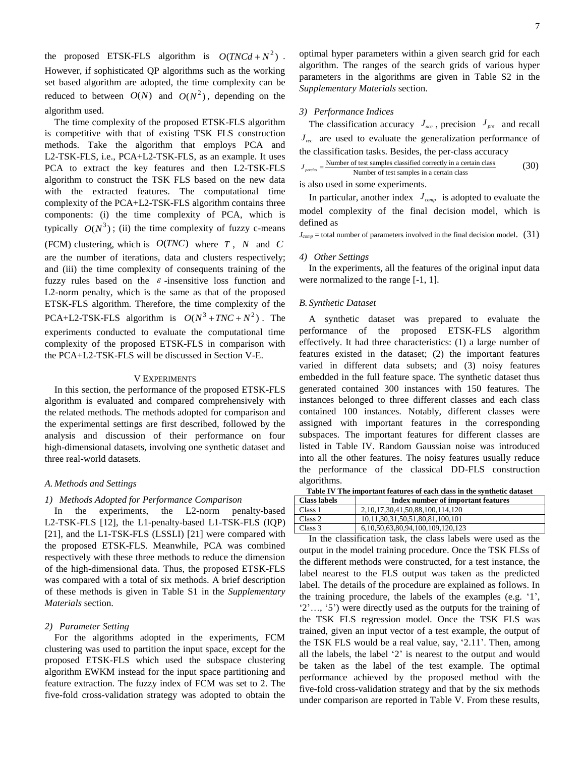the proposed ETSK-FLS algorithm is $O(TNCd + N^2)$. However, if sophisticated QP algorithms such as the working set based algorithm are adopted, the time complexity can be reduced to between $O(N)$ and $O(N^2)$, depending on the algorithm used.

The time complexity of the proposed ETSK-FLS algorithm is competitive with that of existing TSK FLS construction methods. Take the algorithm that employs PCA and L2-TSK-FLS, i.e., PCA+L2-TSK-FLS, as an example. It uses PCA to extract the key features and then L2-TSK-FLS algorithm to construct the TSK FLS based on the new data with the extracted features. The computational time complexity of the PCA+L2-TSK-FLS algorithm contains three components: (i) the time complexity of PCA, which is typically $O(N^3)$; (ii) the time complexity of fuzzy c-means (FCM) clustering, which is $O(TNC)$ where $T$, $N$ and $C$ are the number of iterations, data and clusters respectively; and (iii) the time complexity of consequents training of the fuzzy rules based on the $\varepsilon$-insensitive loss function and L2-norm penalty, which is the same as that of the proposed ETSK-FLS algorithm. Therefore, the time complexity of the PCA+L2-TSK-FLS algorithm is $O(N^3 + TNC + N^2)$. The experiments conducted to evaluate the computational time complexity of the proposed ETSK-FLS in comparison with the PCA+L2-TSK-FLS will be discussed in Section V-E.

## V Experiments

In this section, the performance of the proposed ETSK-FLS algorithm is evaluated and compared comprehensively with the related methods. The methods adopted for comparison and the experimental settings are first described, followed by the analysis and discussion of their performance on four high-dimensional datasets, involving one synthetic dataset and three real-world datasets.

### A. Methods and Settings

#### 1) Methods Adopted for Performance Comparison

In the experiments, the L2-norm penalty-based L2-TSK-FLS [12], the L1-penalty-based L1-TSK-FLS (IQP) [21], and the L1-TSK-FLS (LSSLI) [21] were compared with the proposed ETSK-FLS. Meanwhile, PCA was combined respectively with these three methods to reduce the dimension of the high-dimensional data. Thus, the proposed ETSK-FLS was compared with a total of six methods. A brief description of these methods is given in Table S1 in the *Supplementary Materials* section.

#### 2) Parameter Setting

For the algorithms adopted in the experiments, FCM clustering was used to partition the input space, except for the proposed ETSK-FLS which used the subspace clustering algorithm EWKM instead for the input space partitioning and feature extraction. The fuzzy index of FCM was set to 2. The five-fold cross-validation strategy was adopted to obtain the optimal hyper parameters within a given search grid for each algorithm. The ranges of the search grids of various hyper parameters in the algorithms are given in Table S2 in the *Supplementary Materials* section.

#### 3) Performance Indices

The classification accuracy $J_{acc}$, precision $J_{pre}$ and recall $J_{rec}$ are used to evaluate the generalization performance of the classification tasks. Besides, the per-class accuracy

$$J_{perclas} = \frac{\text{Number of test samples classified correctly in a certain class}}{\text{Number of test samples in a certain class}} \tag{30}$$

is also used in some experiments.

In particular, another index $J_{comp}$ is adopted to evaluate the model complexity of the final decision model, which is defined as

$$J_{comp} = \text{total number of parameters involved in the final decision model}. \tag{31}$$

#### 4) Other Settings

In the experiments, all the features of the original input data were normalized to the range [-1, 1].

### B. Synthetic Dataset

A synthetic dataset was prepared to evaluate the performance of the proposed ETSK-FLS algorithm effectively. It had three characteristics: (1) a large number of features existed in the dataset; (2) the important features varied in different data subsets; and (3) noisy features embedded in the full feature space. The synthetic dataset thus generated contained 300 instances with 150 features. The instances belonged to three different classes and each class contained 100 instances. Notably, different classes were assigned with important features in the corresponding subspaces. The important features for different classes are listed in Table IV. Random Gaussian noise was introduced into all the other features. The noisy features usually reduce the performance of the classical DD-FLS construction algorithms.

**Table IV The important features of each class in the synthetic dataset**

| Class labels | Index number of important features |
|---|---|
| Class 1 | 2,10,17,30,41,50,88,100,114,120 |
| Class 2 | 10,11,30,31,50,51,80,81,100,101 |
| Class 3 | 6,10,50,63,80,94,100,109,120,123 |

In the classification task, the class labels were used as the output in the model training procedure. Once the TSK FLSs of the different methods were constructed, for a test instance, the label nearest to the FLS output was taken as the predicted label. The details of the procedure are explained as follows. In the training procedure, the labels of the examples (e.g. '1', '2'…, '5') were directly used as the outputs for the training of the TSK FLS regression model. Once the TSK FLS was trained, given an input vector of a test example, the output of the TSK FLS would be a real value, say, '2.11'. Then, among all the labels, the label '2' is nearest to the output and would be taken as the label of the test example. The optimal performance achieved by the proposed method with the five-fold cross-validation strategy and that by the six methods under comparison are reported in Table V. From these results,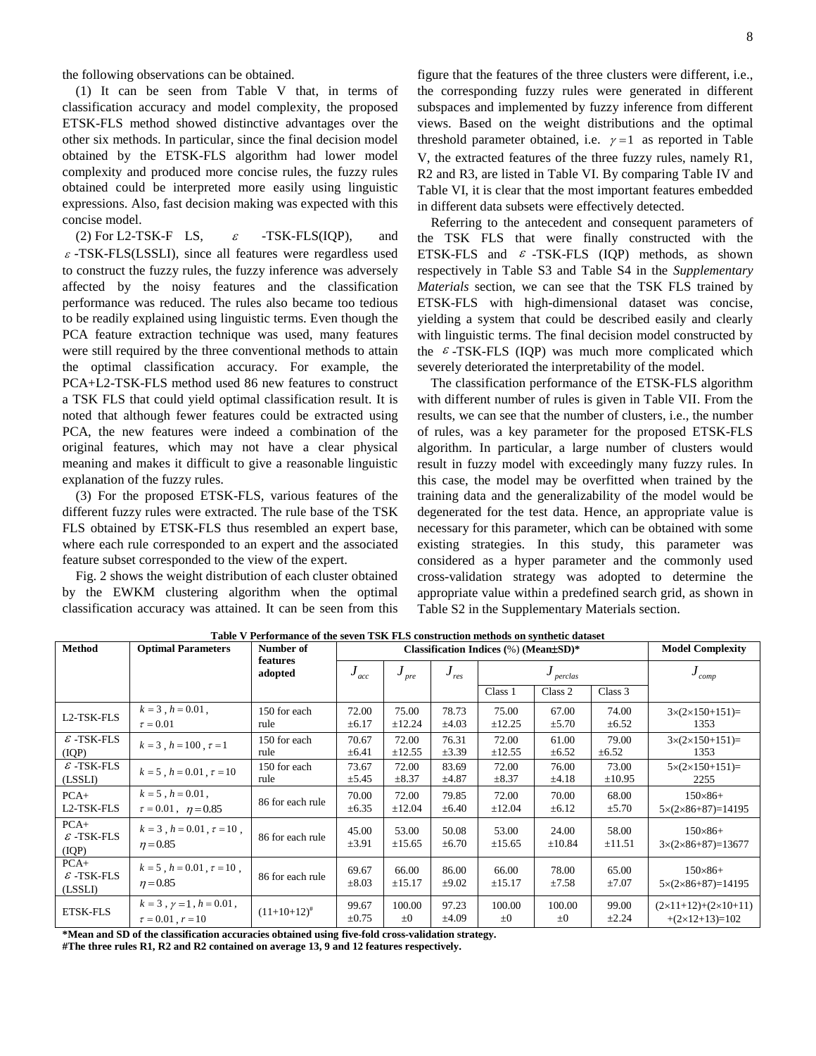the following observations can be obtained.

(1) It can be seen from Table V that, in terms of classification accuracy and model complexity, the proposed ETSK-FLS method showed distinctive advantages over the other six methods. In particular, since the final decision model obtained by the ETSK-FLS algorithm had lower model complexity and produced more concise rules, the fuzzy rules obtained could be interpreted more easily using linguistic expressions. Also, fast decision making was expected with this concise model.

(2) For L2-TSK-FLS, $\varepsilon$-TSK-FLS(IQP), and $\varepsilon$-TSK-FLS(LSSLI), since all features were regardless used to construct the fuzzy rules, the fuzzy inference was adversely affected by the noisy features and the classification performance was reduced. The rules also became too tedious to be readily explained using linguistic terms. Even though the PCA feature extraction technique was used, many features were still required by the three conventional methods to attain the optimal classification accuracy. For example, the PCA+L2-TSK-FLS method used 86 new features to construct a TSK FLS that could yield optimal classification result. It is noted that although fewer features could be extracted using PCA, the new features were indeed a combination of the original features, which may not have a clear physical meaning and makes it difficult to give a reasonable linguistic explanation of the fuzzy rules.

(3) For the proposed ETSK-FLS, various features of the different fuzzy rules were extracted. The rule base of the TSK FLS obtained by ETSK-FLS thus resembled an expert base, where each rule corresponded to an expert and the associated feature subset corresponded to the view of the expert.

Fig. 2 shows the weight distribution of each cluster obtained by the EWKM clustering algorithm when the optimal classification accuracy was attained. It can be seen from this figure that the features of the three clusters were different, i.e., the corresponding fuzzy rules were generated in different subspaces and implemented by fuzzy inference from different views. Based on the weight distributions and the optimal threshold parameter obtained, i.e. $\gamma=1$ as reported in Table V, the extracted features of the three fuzzy rules, namely R1, R2 and R3, are listed in Table VI. By comparing Table IV and Table VI, it is clear that the most important features embedded in different data subsets were effectively detected.

Referring to the antecedent and consequent parameters of the TSK FLS that were finally constructed with the ETSK-FLS and $\varepsilon$-TSK-FLS (IQP) methods, as shown respectively in Table S3 and Table S4 in the *Supplementary Materials* section, we can see that the TSK FLS trained by ETSK-FLS with high-dimensional dataset was concise, yielding a system that could be described easily and clearly with linguistic terms. The final decision model constructed by the $\varepsilon$-TSK-FLS (IQP) was much more complicated which severely deteriorated the interpretability of the model.

The classification performance of the ETSK-FLS algorithm with different number of rules is given in Table VII. From the results, we can see that the number of clusters, i.e., the number of rules, was a key parameter for the proposed ETSK-FLS algorithm. In particular, a large number of clusters would result in fuzzy model with exceedingly many fuzzy rules. In this case, the model may be overfitted when trained by the training data and the generalizability of the model would be degenerated for the test data. Hence, an appropriate value is necessary for this parameter, which can be obtained with some existing strategies. In this study, this parameter was considered as a hyper parameter and the commonly used cross-validation strategy was adopted to determine the appropriate value within a predefined search grid, as shown in Table S2 in the Supplementary Materials section.

**Table V Performance of the seven TSK FLS construction methods on synthetic dataset**

| Method | Optimal Parameters | Number of features adopted | Classification Indices (%) (Mean±SD)* | | | | | | Model Complexity |
|---|---|---|---|---|---|---|---|---|---|
| | | | $J_{acc}$ | $J_{pre}$ | $J_{res}$ | $J_{perclas}$ | | | $J_{comp}$ |
| | | | | | | Class 1 | Class 2 | Class 3 | |
| L2-TSK-FLS | $k=3$, $h=0.01$, $\tau=0.01$ | 150 for each rule | 72.00 ±6.17 | 75.00 ±12.24 | 78.73 ±4.03 | 75.00 ±12.25 | 67.00 ±5.70 | 74.00 ±6.52 | 3×(2×150+151)= 1353 |
| $\varepsilon$-TSK-FLS (IQP) | $k=3$, $h=100$, $\tau=1$ | 150 for each rule | 70.67 ±6.41 | 72.00 ±12.55 | 76.31 ±3.39 | 72.00 ±12.55 | 61.00 ±6.52 | 79.00 ±6.52 | 3×(2×150+151)= 1353 |
| $\varepsilon$-TSK-FLS (LSSLI) | $k=5$, $h=0.01$, $\tau=10$ | 150 for each rule | 73.67 ±5.45 | 72.00 ±8.37 | 83.69 ±4.87 | 72.00 ±8.37 | 76.00 ±4.18 | 73.00 ±10.95 | 5×(2×150+151)= 2255 |
| PCA+ L2-TSK-FLS | $k=5$, $h=0.01$, $\tau=0.01$, $\eta=0.85$ | 86 for each rule | 70.00 ±6.35 | 72.00 ±12.04 | 79.85 ±6.40 | 72.00 ±12.04 | 70.00 ±6.12 | 68.00 ±5.70 | 150×86+ 5×(2×86+87)=14195 |
| PCA+ $\varepsilon$-TSK-FLS (IQP) | $k=3$, $h=0.01$, $\tau=10$, $\eta=0.85$ | 86 for each rule | 45.00 ±3.91 | 53.00 ±15.65 | 50.08 ±6.70 | 53.00 ±15.65 | 24.00 ±10.84 | 58.00 ±11.51 | 150×86+ 3×(2×86+87)=13677 |
| PCA+ $\varepsilon$-TSK-FLS (LSSLI) | $k=5$, $h=0.01$, $\tau=10$, $\eta=0.85$ | 86 for each rule | 69.67 ±8.03 | 66.00 ±15.17 | 86.00 ±9.02 | 66.00 ±15.17 | 78.00 ±7.58 | 65.00 ±7.07 | 150×86+ 5×(2×86+87)=14195 |
| ETSK-FLS | $k=3$, $\gamma=1$, $h=0.01$, $\tau=0.01$, $r=10$ | (11+10+12)[#] | 99.67 ±0.75 | 100.00 ±0 | 97.23 ±4.09 | 100.00 ±0 | 100.00 ±0 | 99.00 ±2.24 | (2×11+12)+(2×10+11) +(2×12+13)=102 |

**\*Mean and SD of the classification accuracies obtained using five-fold cross-validation strategy.**
**#The three rules R1, R2 and R2 contained on average 13, 9 and 12 features respectively.**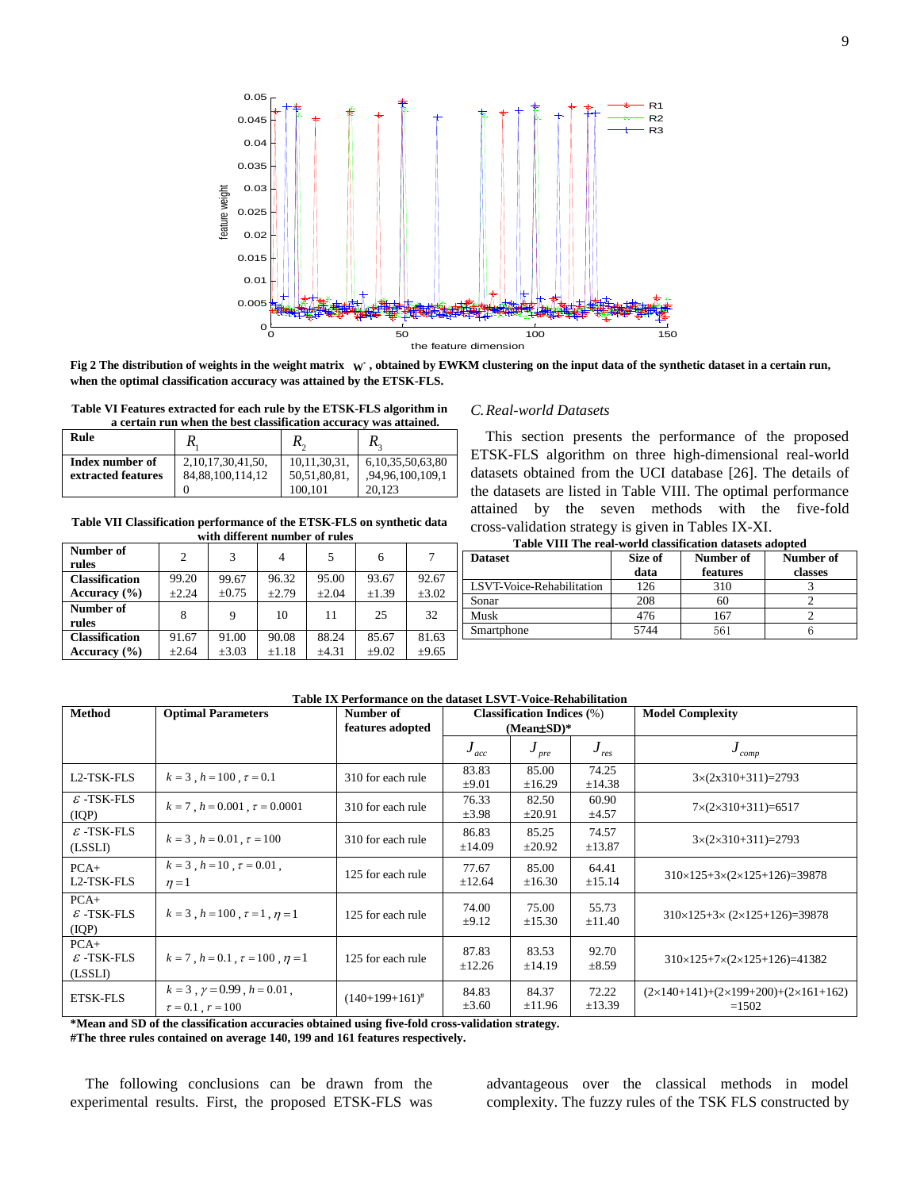**Fig 2 The distribution of weights in the weight matrix $\mathbf{w}^*$, obtained by EWKM clustering on the input data of the synthetic dataset in a certain run, when the optimal classification accuracy was attained by the ETSK-FLS.**

**Table VI Features extracted for each rule by the ETSK-FLS algorithm in a certain run when the best classification accuracy was attained.**

| Rule | $R_1$ | $R_2$ | $R_3$ |
|---|---|---|---|
| Index number of extracted features | 2,10,17,30,41,50, 84,88,100,114,120 | 10,11,30,31, 50,51,80,81, 100,101 | 6,10,35,50,63,80 ,94,96,100,109,1 20,123 |

**Table VII Classification performance of the ETSK-FLS on synthetic data with different number of rules**

| Number of rules | 2 | 3 | 4 | 5 | 6 | 7 |
|---|---|---|---|---|---|---|
| Classification Accuracy (%) | 99.20 ±2.24 | 99.67 ±0.75 | 96.32 ±2.79 | 95.00 ±2.04 | 93.67 ±1.39 | 92.67 ±3.02 |
| Number of rules | 8 | 9 | 10 | 11 | 25 | 32 |
| Classification Accuracy (%) | 91.67 ±2.64 | 91.00 ±3.03 | 90.08 ±1.18 | 88.24 ±4.31 | 85.67 ±9.02 | 81.63 ±9.65 |

### C. Real-world Datasets

This section presents the performance of the proposed ETSK-FLS algorithm on three high-dimensional real-world datasets obtained from the UCI database [26]. The details of the datasets are listed in Table VIII. The optimal performance attained by the seven methods with the five-fold cross-validation strategy is given in Tables IX-XI.

**Table VIII The real-world classification datasets adopted**

| Dataset | Size of data | Number of features | Number of classes |
|---|---|---|---|
| LSVT-Voice-Rehabilitation | 126 | 310 | 3 |
| Sonar | 208 | 60 | 2 |
| Musk | 476 | 167 | 2 |
| Smartphone | 5744 | 561 | 6 |

**Table IX Performance on the dataset LSVT-Voice-Rehabilitation**

| Method | Optimal Parameters | Number of features adopted | Classification Indices (%) (Mean±SD)* | | | Model Complexity |
|---|---|---|---|---|---|---|
| | | | $J_{acc}$ | $J_{pre}$ | $J_{res}$ | $J_{comp}$ |
| L2-TSK-FLS | $k=3$, $h=100$, $\tau=0.1$ | 310 for each rule | 83.83 ±9.01 | 85.00 ±16.29 | 74.25 ±14.38 | 3×(2x310+311)=2793 |
| $\varepsilon$-TSK-FLS (IQP) | $k=7$, $h=0.001$, $\tau=0.0001$ | 310 for each rule | 76.33 ±3.98 | 82.50 ±20.91 | 60.90 ±4.57 | 7×(2×310+311)=6517 |
| $\varepsilon$-TSK-FLS (LSSLI) | $k=3$, $h=0.01$, $\tau=100$ | 310 for each rule | 86.83 ±14.09 | 85.25 ±20.92 | 74.57 ±13.87 | 3×(2×310+311)=2793 |
| PCA+ L2-TSK-FLS | $k=3$, $h=10$, $\tau=0.01$, $\eta=1$ | 125 for each rule | 77.67 ±12.64 | 85.00 ±16.30 | 64.41 ±15.14 | 310×125+3×(2×125+126)=39878 |
| PCA+ $\varepsilon$-TSK-FLS (IQP) | $k=3$, $h=100$, $\tau=1$, $\eta=1$ | 125 for each rule | 74.00 ±9.12 | 75.00 ±15.30 | 55.73 ±11.40 | 310×125+3× (2×125+126)=39878 |
| PCA+ $\varepsilon$-TSK-FLS (LSSLI) | $k=7$, $h=0.1$, $\tau=100$, $\eta=1$ | 125 for each rule | 87.83 ±12.26 | 83.53 ±14.19 | 92.70 ±8.59 | 310×125+7×(2×125+126)=41382 |
| ETSK-FLS | $k=3$, $\gamma=0.99$, $h=0.01$, $\tau=0.1$, $r=100$ | (140+199+161)# | 84.83 ±3.60 | 84.37 ±11.96 | 72.22 ±13.39 | (2×140+141)+(2×199+200)+(2×161+162) =1502 |

**\*Mean and SD of the classification accuracies obtained using five-fold cross-validation strategy.**
**#The three rules contained on average 140, 199 and 161 features respectively.**

The following conclusions can be drawn from the experimental results. First, the proposed ETSK-FLS was advantageous over the classical methods in model complexity. The fuzzy rules of the TSK FLS constructed by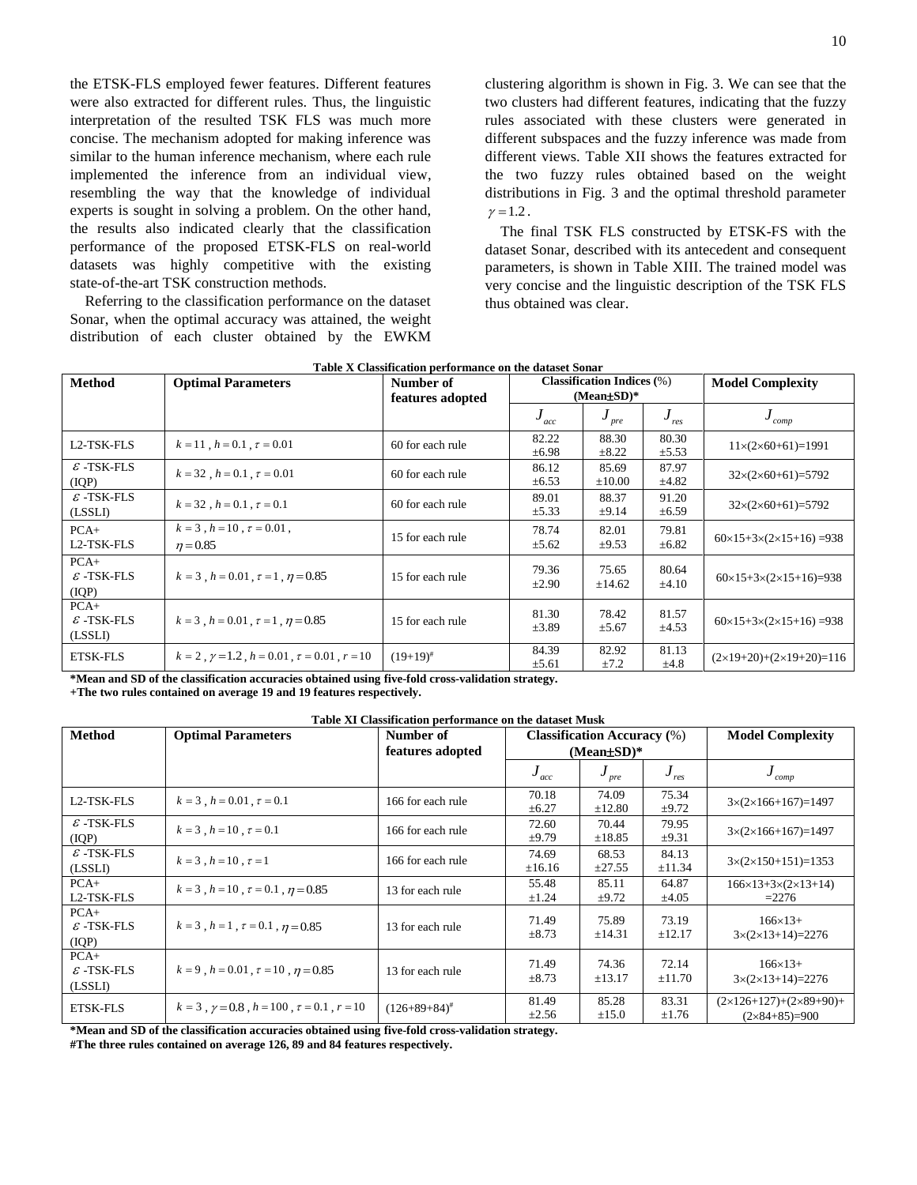the ETSK-FLS employed fewer features. Different features were also extracted for different rules. Thus, the linguistic interpretation of the resulted TSK FLS was much more concise. The mechanism adopted for making inference was similar to the human inference mechanism, where each rule implemented the inference from an individual view, resembling the way that the knowledge of individual experts is sought in solving a problem. On the other hand, the results also indicated clearly that the classification performance of the proposed ETSK-FLS on real-world datasets was highly competitive with the existing state-of-the-art TSK construction methods.

Referring to the classification performance on the dataset Sonar, when the optimal accuracy was attained, the weight distribution of each cluster obtained by the EWKM clustering algorithm is shown in Fig. 3. We can see that the two clusters had different features, indicating that the fuzzy rules associated with these clusters were generated in different subspaces and the fuzzy inference was made from different views. Table XII shows the features extracted for the two fuzzy rules obtained based on the weight distributions in Fig. 3 and the optimal threshold parameter $\gamma = 1.2$.

The final TSK FLS constructed by ETSK-FS with the dataset Sonar, described with its antecedent and consequent parameters, is shown in Table XIII. The trained model was very concise and the linguistic description of the TSK FLS thus obtained was clear.

**Table X Classification performance on the dataset Sonar**

| Method | Optimal Parameters | Number of features adopted | Classification Indices (%) (Mean±SD)* | | | Model Complexity |
|---|---|---|---|---|---|---|
| | | | $J_{acc}$ | $J_{pre}$ | $J_{res}$ | $J_{comp}$ |
| L2-TSK-FLS | $k=11$, $h=0.1$, $\tau=0.01$ | 60 for each rule | 82.22 ±6.98 | 88.30 ±8.22 | 80.30 ±5.53 | 11×(2×60+61)=1991 |
| $\varepsilon$-TSK-FLS (IQP) | $k=32$, $h=0.1$, $\tau=0.01$ | 60 for each rule | 86.12 ±6.53 | 85.69 ±10.00 | 87.97 ±4.82 | 32×(2×60+61)=5792 |
| $\varepsilon$-TSK-FLS (LSSLI) | $k=32$, $h=0.1$, $\tau=0.1$ | 60 for each rule | 89.01 ±5.33 | 88.37 ±9.14 | 91.20 ±6.59 | 32×(2×60+61)=5792 |
| PCA+ L2-TSK-FLS | $k=3$, $h=10$, $\tau=0.01$, $\eta=0.85$ | 15 for each rule | 78.74 ±5.62 | 82.01 ±9.53 | 79.81 ±6.82 | 60×15+3×(2×15+16) =938 |
| PCA+ $\varepsilon$-TSK-FLS (IQP) | $k=3$, $h=0.01$, $\tau=1$, $\eta=0.85$ | 15 for each rule | 79.36 ±2.90 | 75.65 ±14.62 | 80.64 ±4.10 | 60×15+3×(2×15+16)=938 |
| PCA+ $\varepsilon$-TSK-FLS (LSSLI) | $k=3$, $h=0.01$, $\tau=1$, $\eta=0.85$ | 15 for each rule | 81.30 ±3.89 | 78.42 ±5.67 | 81.57 ±4.53 | 60×15+3×(2×15+16) =938 |
| ETSK-FLS | $k=2$, $\gamma=1.2$, $h=0.01$, $\tau=0.01$, $r=10$ | (19+19)# | 84.39 ±5.61 | 82.92 ±7.2 | 81.13 ±4.8 | (2×19+20)+(2×19+20)=116 |

**\*Mean and SD of the classification accuracies obtained using five-fold cross-validation strategy.**
**+The two rules contained on average 19 and 19 features respectively.**

**Table XI Classification performance on the dataset Musk**

| Method | Optimal Parameters | Number of features adopted | Classification Accuracy (%) (Mean±SD)* | | | Model Complexity |
|---|---|---|---|---|---|---|
| | | | $J_{acc}$ | $J_{pre}$ | $J_{res}$ | $J_{comp}$ |
| L2-TSK-FLS | $k=3$, $h=0.01$, $\tau=0.1$ | 166 for each rule | 70.18 ±6.27 | 74.09 ±12.80 | 75.34 ±9.72 | 3×(2×166+167)=1497 |
| $\varepsilon$-TSK-FLS (IQP) | $k=3$, $h=10$, $\tau=0.1$ | 166 for each rule | 72.60 ±9.79 | 70.44 ±18.85 | 79.95 ±9.31 | 3×(2×166+167)=1497 |
| $\varepsilon$-TSK-FLS (LSSLI) | $k=3$, $h=10$, $\tau=1$ | 166 for each rule | 74.69 ±16.16 | 68.53 ±27.55 | 84.13 ±11.34 | 3×(2×150+151)=1353 |
| PCA+ L2-TSK-FLS | $k=3$, $h=10$, $\tau=0.1$, $\eta=0.85$ | 13 for each rule | 55.48 ±1.24 | 85.11 ±9.72 | 64.87 ±4.05 | 166×13+3×(2×13+14) =2276 |
| PCA+ $\varepsilon$-TSK-FLS (IQP) | $k=3$, $h=1$, $\tau=0.1$, $\eta=0.85$ | 13 for each rule | 71.49 ±8.73 | 75.89 ±14.31 | 73.19 ±12.17 | 166×13+ 3×(2×13+14)=2276 |
| PCA+ $\varepsilon$-TSK-FLS (LSSLI) | $k=9$, $h=0.01$, $\tau=10$, $\eta=0.85$ | 13 for each rule | 71.49 ±8.73 | 74.36 ±13.17 | 72.14 ±11.70 | 166×13+ 3×(2×13+14)=2276 |
| ETSK-FLS | $k=3$, $\gamma=0.8$, $h=100$, $\tau=0.1$, $r=10$ | (126+89+84)# | 81.49 ±2.56 | 85.28 ±15.0 | 83.31 ±1.76 | (2×126+127)+(2×89+90)+ (2×84+85)=900 |

**\*Mean and SD of the classification accuracies obtained using five-fold cross-validation strategy.**
**#The three rules contained on average 126, 89 and 84 features respectively.**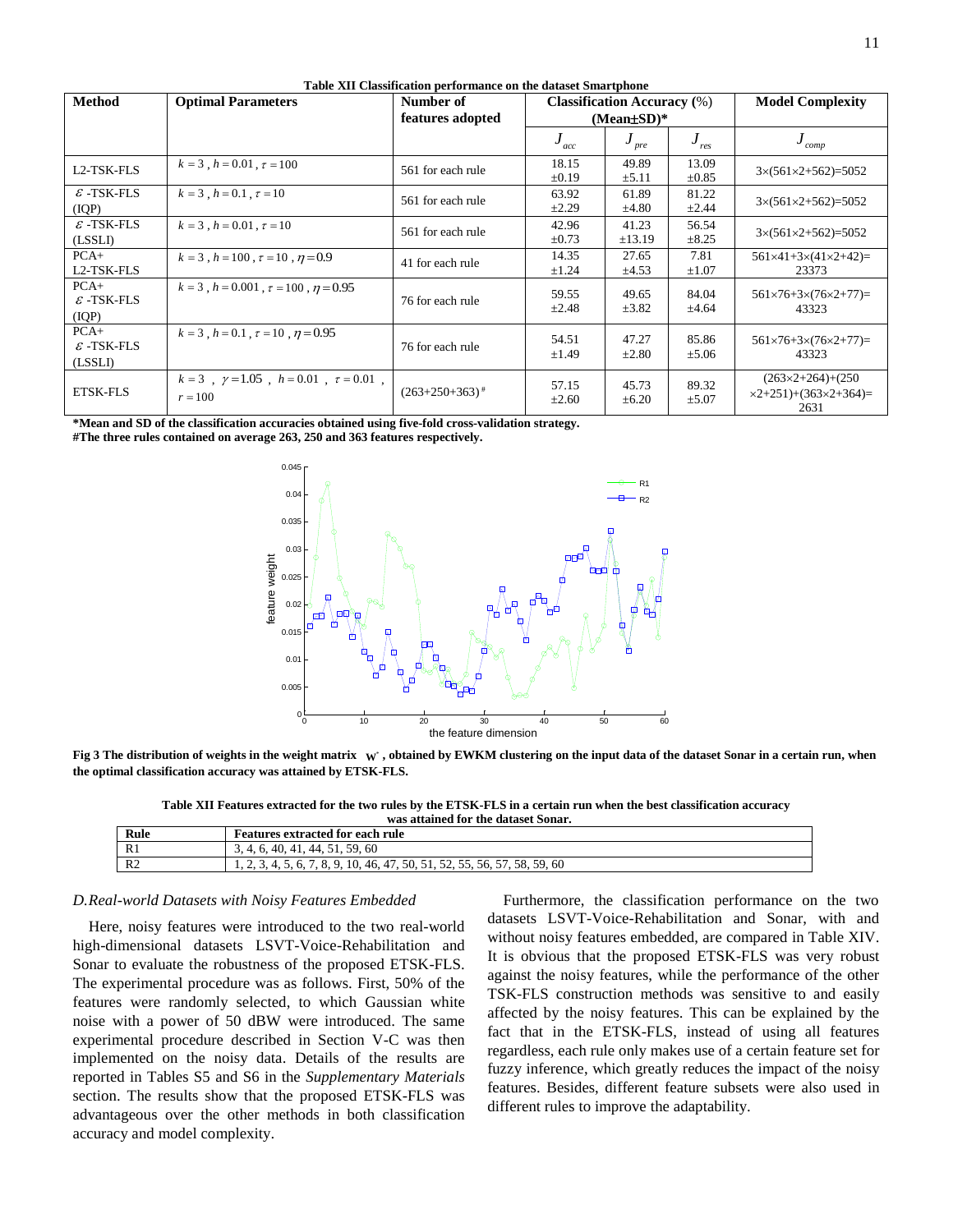**Table XII Classification performance on the dataset Smartphone**

| Method | Optimal Parameters | Number of features adopted | Classification Accuracy (%) (Mean±SD)* | | | Model Complexity |
|---|---|---|---|---|---|---|
| | | | $J_{acc}$ | $J_{pre}$ | $J_{res}$ | $J_{comp}$ |
| L2-TSK-FLS | $k=3$, $h=0.01$, $\tau=100$ | 561 for each rule | 18.15 ±0.19 | 49.89 ±5.11 | 13.09 ±0.85 | 3×(561×2+562)=5052 |
| $\varepsilon$-TSK-FLS (IQP) | $k=3$, $h=0.1$, $\tau=10$ | 561 for each rule | 63.92 ±2.29 | 61.89 ±4.80 | 81.22 ±2.44 | 3×(561×2+562)=5052 |
| $\varepsilon$-TSK-FLS (LSSLI) | $k=3$, $h=0.01$, $\tau=10$ | 561 for each rule | 42.96 ±0.73 | 41.23 ±13.19 | 56.54 ±8.25 | 3×(561×2+562)=5052 |
| PCA+ L2-TSK-FLS | $k=3$, $h=100$, $\tau=10$, $\eta=0.9$ | 41 for each rule | 14.35 ±1.24 | 27.65 ±4.53 | 7.81 ±1.07 | 561×41+3×(41×2+42)= 23373 |
| PCA+ $\varepsilon$-TSK-FLS (IQP) | $k=3$, $h=0.001$, $\tau=100$, $\eta=0.95$ | 76 for each rule | 59.55 ±2.48 | 49.65 ±3.82 | 84.04 ±4.64 | 561×76+3×(76×2+77)= 43323 |
| PCA+ $\varepsilon$-TSK-FLS (LSSLI) | $k=3$, $h=0.1$, $\tau=10$, $\eta=0.95$ | 76 for each rule | 54.51 ±1.49 | 47.27 ±2.80 | 85.86 ±5.06 | 561×76+3×(76×2+77)= 43323 |
| ETSK-FLS | $k=3$, $\gamma=1.05$, $h=0.01$, $\tau=0.01$, $r=100$ | (263+250+363)# | 57.15 ±2.60 | 45.73 ±6.20 | 89.32 ±5.07 | (263×2+264)+(250 ×2+251)+(363×2+364)= 2631 |

**\*Mean and SD of the classification accuracies obtained using five-fold cross-validation strategy.**
**#The three rules contained on average 263, 250 and 363 features respectively.**

**Fig 3 The distribution of weights in the weight matrix $W^*$, obtained by EWKM clustering on the input data of the dataset Sonar in a certain run, when the optimal classification accuracy was attained by ETSK-FLS.**

**Table XII Features extracted for the two rules by the ETSK-FLS in a certain run when the best classification accuracy was attained for the dataset Sonar.**

| Rule | Features extracted for each rule |
|---|---|
| R1 | 3, 4, 6, 40, 41, 44, 51, 59, 60 |
| R2 | 1, 2, 3, 4, 5, 6, 7, 8, 9, 10, 46, 47, 50, 51, 52, 55, 56, 57, 58, 59, 60 |

### *D.Real-world Datasets with Noisy Features Embedded*

Here, noisy features were introduced to the two real-world high-dimensional datasets LSVT-Voice-Rehabilitation and Sonar to evaluate the robustness of the proposed ETSK-FLS. The experimental procedure was as follows. First, 50% of the features were randomly selected, to which Gaussian white noise with a power of 50 dBW were introduced. The same experimental procedure described in Section V-C was then implemented on the noisy data. Details of the results are reported in Tables S5 and S6 in the *Supplementary Materials* section. The results show that the proposed ETSK-FLS was advantageous over the other methods in both classification accuracy and model complexity.

Furthermore, the classification performance on the two datasets LSVT-Voice-Rehabilitation and Sonar, with and without noisy features embedded, are compared in Table XIV. It is obvious that the proposed ETSK-FLS was very robust against the noisy features, while the performance of the other TSK-FLS construction methods was sensitive to and easily affected by the noisy features. This can be explained by the fact that in the ETSK-FLS, instead of using all features regardless, each rule only makes use of a certain feature set for fuzzy inference, which greatly reduces the impact of the noisy features. Besides, different feature subsets were also used in different rules to improve the adaptability.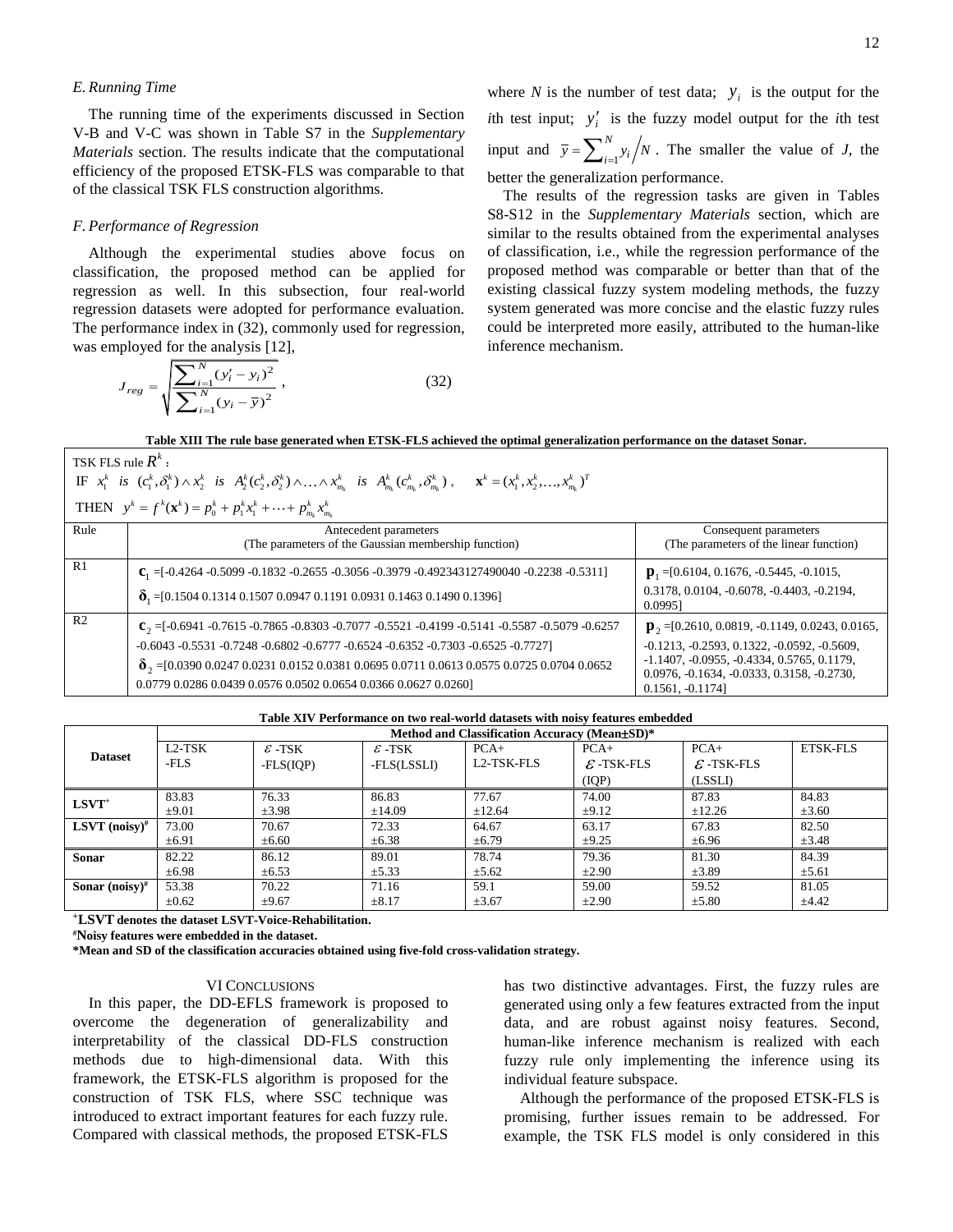### *E. Running Time*

The running time of the experiments discussed in Section V-B and V-C was shown in Table S7 in the *Supplementary Materials* section. The results indicate that the computational efficiency of the proposed ETSK-FLS was comparable to that of the classical TSK FLS construction algorithms.

### *F. Performance of Regression*

Although the experimental studies above focus on classification, the proposed method can be applied for regression as well. In this subsection, four real-world regression datasets were adopted for performance evaluation. The performance index in (32), commonly used for regression, was employed for the analysis [12],

$$J_{reg} = \sqrt{\frac{\sum_{i=1}^{N}(y_i' - y_i)^2}{\sum_{i=1}^{N}(y_i - \bar{y})^2}}\ , \tag{32}$$

where $N$ is the number of test data; $y_i$ is the output for the $i$th test input; $y_i'$ is the fuzzy model output for the $i$th test input and $\bar{y} = \sum_{i=1}^{N} y_i \Big/ N$. The smaller the value of $J$, the better the generalization performance.

The results of the regression tasks are given in Tables S8-S12 in the *Supplementary Materials* section, which are similar to the results obtained from the experimental analyses of classification, i.e., while the regression performance of the proposed method was comparable or better than that of the existing classical fuzzy system modeling methods, the fuzzy system generated was more concise and the elastic fuzzy rules could be interpreted more easily, attributed to the human-like inference mechanism.

**Table XIII The rule base generated when ETSK-FLS achieved the optimal generalization performance on the dataset Sonar.**

TSK FLS rule $R^k$ :
IF $x_1^k$ *is* $(c_1^k, \delta_1^k) \wedge x_2^k$ *is* $A_2^k(c_2^k, \delta_2^k) \wedge \ldots \wedge x_{m_k}^k$ *is* $A_{m_k}^k(c_{m_k}^k, \delta_{m_k}^k)$ ,  $\mathbf{x}^k = (x_1^k, x_2^k, \ldots, x_{m_k}^k)^T$
THEN $y^k = f^k(\mathbf{x}^k) = p_0^k + p_1^k x_1^k + \cdots + p_{m_k}^k x_{m_k}^k$

| Rule | Antecedent parameters (The parameters of the Gaussian membership function) | Consequent parameters (The parameters of the linear function) |
|---|---|---|
| R1 | $\mathbf{c}_1$ =[-0.4264 -0.5099 -0.1832 -0.2655 -0.3056 -0.3979 -0.492343127490040 -0.2238 -0.5311] <br> $\boldsymbol{\delta}_1$ =[0.1504 0.1314 0.1507 0.0947 0.1191 0.0931 0.1463 0.1490 0.1396] | $\mathbf{p}_1$ =[0.6104, 0.1676, -0.5445, -0.1015, 0.3178, 0.0104, -0.6078, -0.4403, -0.2194, 0.0995] |
| R2 | $\mathbf{c}_2$ =[-0.6941 -0.7615 -0.7865 -0.8303 -0.7077 -0.5521 -0.4199 -0.5141 -0.5587 -0.5079 -0.6257 -0.6043 -0.5531 -0.7248 -0.6802 -0.6777 -0.6524 -0.6352 -0.7303 -0.6525 -0.7727] <br> $\boldsymbol{\delta}_2$ =[0.0390 0.0247 0.0231 0.0152 0.0381 0.0695 0.0711 0.0613 0.0575 0.0725 0.0704 0.0652 0.0779 0.0286 0.0439 0.0576 0.0502 0.0654 0.0366 0.0627 0.0260] | $\mathbf{p}_2$ =[0.2610, 0.0819, -0.1149, 0.0243, 0.0165, -0.1213, -0.2593, 0.1322, -0.0592, -0.5609, -1.1407, -0.0955, -0.4334, 0.5765, 0.1179, 0.0976, -0.1634, -0.0333, 0.3158, -0.2730, 0.1561, -0.1174] |

**Table XIV Performance on two real-world datasets with noisy features embedded**

| Dataset | Method and Classification Accuracy (Mean±SD)* | | | | | | |
|---|---|---|---|---|---|---|---|
| | L2-TSK -FLS | $\varepsilon$-TSK -FLS(IQP) | $\varepsilon$-TSK -FLS(LSSLI) | PCA+ L2-TSK-FLS | PCA+ $\varepsilon$-TSK-FLS (IQP) | PCA+ $\varepsilon$-TSK-FLS (LSSLI) | ETSK-FLS |
| **LSVT**[+] | 83.83 ±9.01 | 76.33 ±3.98 | 86.83 ±14.09 | 77.67 ±12.64 | 74.00 ±9.12 | 87.83 ±12.26 | 84.83 ±3.60 |
| **LSVT (noisy)**[#] | 73.00 ±6.91 | 70.67 ±6.60 | 72.33 ±6.38 | 64.67 ±6.79 | 63.17 ±9.25 | 67.83 ±6.96 | 82.50 ±3.48 |
| **Sonar** | 82.22 ±6.98 | 86.12 ±6.53 | 89.01 ±5.33 | 78.74 ±5.62 | 79.36 ±2.90 | 81.30 ±3.89 | 84.39 ±5.61 |
| **Sonar (noisy)**[#] | 53.38 ±0.62 | 70.22 ±9.67 | 71.16 ±8.17 | 59.1 ±3.67 | 59.00 ±2.90 | 59.52 ±5.80 | 81.05 ±4.42 |

[+]**LSVT denotes the dataset LSVT-Voice-Rehabilitation.**
[#]**Noisy features were embedded in the dataset.**
***Mean and SD of the classification accuracies obtained using five-fold cross-validation strategy.**

## VI CONCLUSIONS

In this paper, the DD-EFLS framework is proposed to overcome the degeneration of generalizability and interpretability of the classical DD-FLS construction methods due to high-dimensional data. With this framework, the ETSK-FLS algorithm is proposed for the construction of TSK FLS, where SSC technique was introduced to extract important features for each fuzzy rule. Compared with classical methods, the proposed ETSK-FLS has two distinctive advantages. First, the fuzzy rules are generated using only a few features extracted from the input data, and are robust against noisy features. Second, human-like inference mechanism is realized with each fuzzy rule only implementing the inference using its individual feature subspace.

Although the performance of the proposed ETSK-FLS is promising, further issues remain to be addressed. For example, the TSK FLS model is only considered in this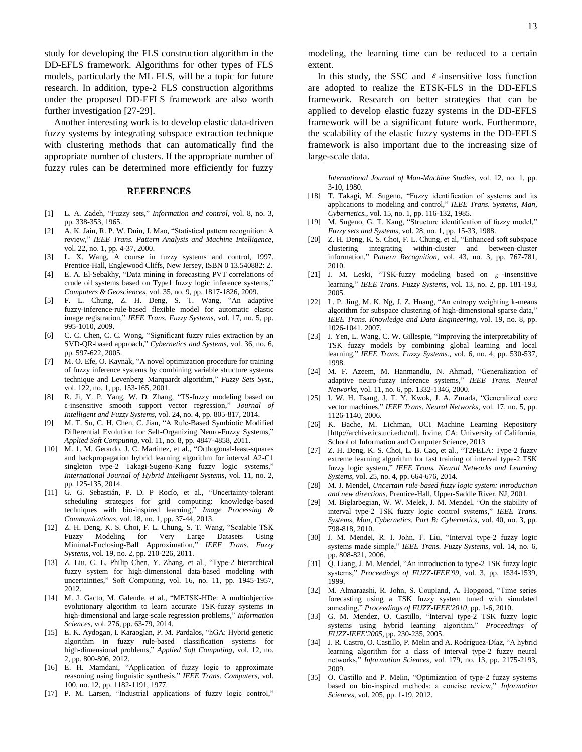study for developing the FLS construction algorithm in the DD-EFLS framework. Algorithms for other types of FLS models, particularly the ML FLS, will be a topic for future research. In addition, type-2 FLS construction algorithms under the proposed DD-EFLS framework are also worth further investigation [27-29].

Another interesting work is to develop elastic data-driven fuzzy systems by integrating subspace extraction technique with clustering methods that can automatically find the appropriate number of clusters. If the appropriate number of fuzzy rules can be determined more efficiently for fuzzy modeling, the learning time can be reduced to a certain extent.

In this study, the SSC and $\varepsilon$-insensitive loss function are adopted to realize the ETSK-FLS in the DD-EFLS framework. Research on better strategies that can be applied to develop elastic fuzzy systems in the DD-EFLS framework will be a significant future work. Furthermore, the scalability of the elastic fuzzy systems in the DD-EFLS framework is also important due to the increasing size of large-scale data.

## REFERENCES

[1] L. A. Zadeh, "Fuzzy sets," *Information and control*, vol. 8, no. 3, pp. 338-353, 1965.

[2] A. K. Jain, R. P. W. Duin, J. Mao, "Statistical pattern recognition: A review," *IEEE Trans. Pattern Analysis and Machine Intelligence*, vol. 22, no. 1, pp. 4-37, 2000.

[3] L. X. Wang, A course in fuzzy systems and control, 1997. Prentice-Hall, Englewood Cliffs, New Jersey, ISBN 0 13.540882: 2.

[4] E. A. El-Sebakhy, "Data mining in forecasting PVT correlations of crude oil systems based on Type1 fuzzy logic inference systems," *Computers & Geosciences*, vol. 35, no. 9, pp. 1817-1826, 2009.

[5] F. L. Chung, Z. H. Deng, S. T. Wang, "An adaptive fuzzy-inference-rule-based flexible model for automatic elastic image registration," *IEEE Trans. Fuzzy Systems*, vol. 17, no. 5, pp. 995-1010, 2009.

[6] C. C. Chen, C. C. Wong, "Significant fuzzy rules extraction by an SVD-QR-based approach," *Cybernetics and Systems*, vol. 36, no. 6, pp. 597-622, 2005.

[7] M. O. Efe, O. Kaynak, "A novel optimization procedure for training of fuzzy inference systems by combining variable structure systems technique and Levenberg–Marquardt algorithm," *Fuzzy Sets Syst.*, vol. 122, no. 1, pp. 153-165, 2001.

[8] R. Ji, Y. P. Yang, W. D. Zhang, "TS-fuzzy modeling based on ε-insensitive smooth support vector regression," *Journal of Intelligent and Fuzzy Systems*, vol. 24, no. 4, pp. 805-817, 2014.

[9] M. T. Su, C. H. Chen, C. Jian, "A Rule-Based Symbiotic Modified Differential Evolution for Self-Organizing Neuro-Fuzzy Systems," *Applied Soft Computing*, vol. 11, no. 8, pp. 4847-4858, 2011.

[10] M. 1. M. Gerardo, J. C. Martinez, et al., "Orthogonal-least-squares and backpropagation hybrid learning algorithm for interval A2-C1 singleton type-2 Takagi-Sugeno-Kang fuzzy logic systems," *International Journal of Hybrid Intelligent Systems*, vol. 11, no. 2, pp. 125-135, 2014.

[11] G. G. Sebastián, P. D. P Rocío, et al., "Uncertainty-tolerant scheduling strategies for grid computing: knowledge-based techniques with bio-inspired learning," *Image Processing & Communications*, vol. 18, no. 1, pp. 37-44, 2013.

[12] Z. H. Deng, K. S. Choi, F. L. Chung, S. T. Wang, "Scalable TSK Fuzzy Modeling for Very Large Datasets Using Minimal-Enclosing-Ball Approximation," *IEEE Trans. Fuzzy Systems*, vol. 19, no. 2, pp. 210-226, 2011.

[13] Z. Liu, C. L. Philip Chen, Y. Zhang, et al., "Type-2 hierarchical fuzzy system for high-dimensional data-based modeling with uncertainties," Soft Computing, vol. 16, no. 11, pp. 1945-1957, 2012.

[14] M. J. Gacto, M. Galende, et al., "METSK-HDe: A multiobjective evolutionary algorithm to learn accurate TSK-fuzzy systems in high-dimensional and large-scale regression problems," *Information Sciences*, vol. 276, pp. 63-79, 2014.

[15] E. K. Aydogan, I. Karaoglan, P. M. Pardalos, "hGA: Hybrid genetic algorithm in fuzzy rule-based classification systems for high-dimensional problems," *Applied Soft Computing*, vol. 12, no. 2, pp. 800-806, 2012.

[16] E. H. Mamdani, "Application of fuzzy logic to approximate reasoning using linguistic synthesis," *IEEE Trans. Computers*, vol. 100, no. 12, pp. 1182-1191, 1977.

[17] P. M. Larsen, "Industrial applications of fuzzy logic control," *International Journal of Man-Machine Studies*, vol. 12, no. 1, pp. 3-10, 1980.

[18] T. Takagi, M. Sugeno, "Fuzzy identification of systems and its applications to modeling and control," *IEEE Trans. Systems, Man, Cybernetics.*, vol. 15, no. 1, pp. 116-132, 1985.

[19] M. Sugeno, G. T. Kang, "Structure identification of fuzzy model," *Fuzzy sets and Systems*, vol. 28, no. 1, pp. 15-33, 1988.

[20] Z. H. Deng, K. S. Choi, F. L. Chung, et al, "Enhanced soft subspace clustering integrating within-cluster and between-cluster information," *Pattern Recognition*, vol. 43, no. 3, pp. 767-781, 2010.

[21] J. M. Leski, "TSK-fuzzy modeling based on $\varepsilon$-insensitive learning," *IEEE Trans. Fuzzy Systems*, vol. 13, no. 2, pp. 181-193, 2005.

[22] L. P. Jing, M. K. Ng, J. Z. Huang, "An entropy weighting k-means algorithm for subspace clustering of high-dimensional sparse data," *IEEE Trans. Knowledge and Data Engineering*, vol. 19, no. 8, pp. 1026-1041, 2007.

[23] J. Yen, L. Wang, C. W. Gillespie, "Improving the interpretability of TSK fuzzy models by combining global learning and local learning," *IEEE Trans. Fuzzy Systems.*, vol. 6, no. 4, pp. 530-537, 1998.

[24] M. F. Azeem, M. Hanmandlu, N. Ahmad, "Generalization of adaptive neuro-fuzzy inference systems," *IEEE Trans. Neural Networks*, vol. 11, no. 6, pp. 1332-1346, 2000.

[25] I. W. H. Tsang, J. T. Y. Kwok, J. A. Zurada, "Generalized core vector machines," *IEEE Trans. Neural Networks*, vol. 17, no. 5, pp. 1126-1140, 2006.

[26] K. Bache, M. Lichman, UCI Machine Learning Repository [http://archive.ics.uci.edu/ml]. Irvine, CA: University of California, School of Information and Computer Science, 2013

[27] Z. H. Deng, K. S. Choi, L. B. Cao, et al., "T2FELA: Type-2 fuzzy extreme learning algorithm for fast training of interval type-2 TSK fuzzy logic system," *IEEE Trans. Neural Networks and Learning Systems*, vol. 25, no. 4, pp. 664-676, 2014.

[28] M. J. Mendel, *Uncertain rule-based fuzzy logic system: introduction and new directions*, Prentice-Hall, Upper-Saddle River, NJ, 2001.

[29] M. Biglarbegian, W. W. Melek, J. M. Mendel, "On the stability of interval type-2 TSK fuzzy logic control systems," *IEEE Trans. Systems, Man, Cybernetics, Part B: Cybernetics*, vol. 40, no. 3, pp. 798-818, 2010.

[30] J. M. Mendel, R. I. John, F. Liu, "Interval type-2 fuzzy logic systems made simple," *IEEE Trans. Fuzzy Systems*, vol. 14, no. 6, pp. 808-821, 2006.

[31] Q. Liang, J. M. Mendel, "An introduction to type-2 TSK fuzzy logic systems," *Proceedings of FUZZ-IEEE'99*, vol. 3, pp. 1534-1539, 1999.

[32] M. Almaraashi, R. John, S. Coupland, A. Hopgood, "Time series forecasting using a TSK fuzzy system tuned with simulated annealing," *Proceedings of FUZZ-IEEE'2010*, pp. 1-6, 2010.

[33] G. M. Mendez, O. Castillo, "Interval type-2 TSK fuzzy logic systems using hybrid learning algorithm," *Proceedings of FUZZ-IEEE'2005*, pp. 230-235, 2005.

[34] J. R. Castro, O. Castillo, P. Melin and A. Rodríguez-Díaz, "A hybrid learning algorithm for a class of interval type-2 fuzzy neural networks," *Information Sciences*, vol. 179, no. 13, pp. 2175-2193, 2009.

[35] O. Castillo and P. Melin, "Optimization of type-2 fuzzy systems based on bio-inspired methods: a concise review," *Information Sciences*, vol. 205, pp. 1-19, 2012.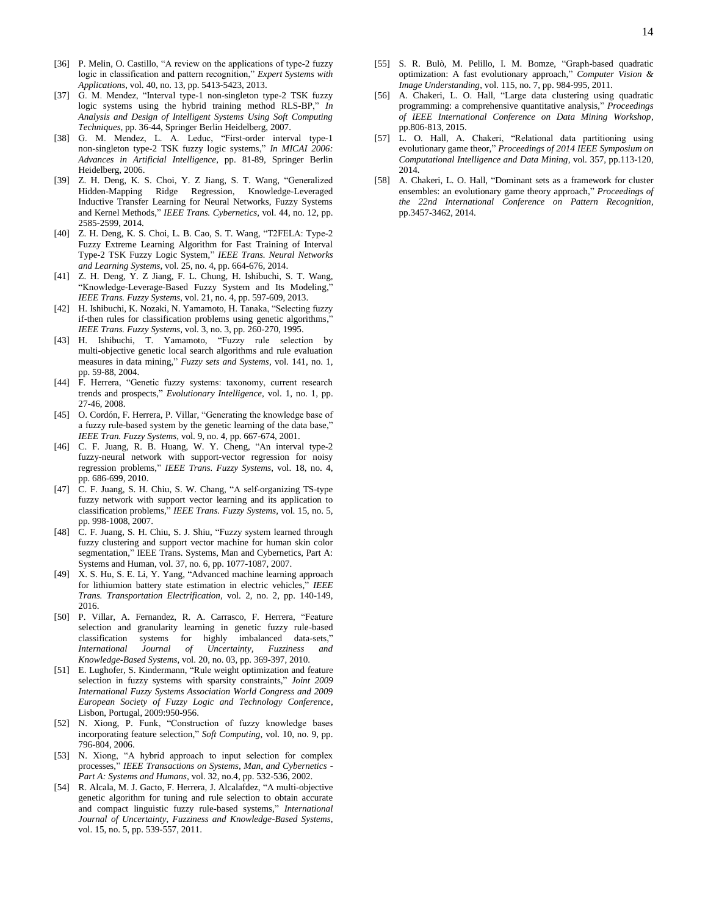[36] P. Melin, O. Castillo, “A review on the applications of type-2 fuzzy logic in classification and pattern recognition,” *Expert Systems with Applications*, vol. 40, no. 13, pp. 5413-5423, 2013.

[37] G. M. Mendez, “Interval type-1 non-singleton type-2 TSK fuzzy logic systems using the hybrid training method RLS-BP,” *In Analysis and Design of Intelligent Systems Using Soft Computing Techniques*, pp. 36-44, Springer Berlin Heidelberg, 2007.

[38] G. M. Mendez, L. A. Leduc, “First-order interval type-1 non-singleton type-2 TSK fuzzy logic systems,” *In MICAI 2006: Advances in Artificial Intelligence*, pp. 81-89, Springer Berlin Heidelberg, 2006.

[39] Z. H. Deng, K. S. Choi, Y. Z Jiang, S. T. Wang, “Generalized Hidden-Mapping Ridge Regression, Knowledge-Leveraged Inductive Transfer Learning for Neural Networks, Fuzzy Systems and Kernel Methods,” *IEEE Trans. Cybernetics*, vol. 44, no. 12, pp. 2585-2599, 2014.

[40] Z. H. Deng, K. S. Choi, L. B. Cao, S. T. Wang, “T2FELA: Type-2 Fuzzy Extreme Learning Algorithm for Fast Training of Interval Type-2 TSK Fuzzy Logic System,” *IEEE Trans. Neural Networks and Learning Systems*, vol. 25, no. 4, pp. 664-676, 2014.

[41] Z. H. Deng, Y. Z Jiang, F. L. Chung, H. Ishibuchi, S. T. Wang, “Knowledge-Leverage-Based Fuzzy System and Its Modeling,” *IEEE Trans. Fuzzy Systems*, vol. 21, no. 4, pp. 597-609, 2013.

[42] H. Ishibuchi, K. Nozaki, N. Yamamoto, H. Tanaka, “Selecting fuzzy if-then rules for classification problems using genetic algorithms,” *IEEE Trans. Fuzzy Systems*, vol. 3, no. 3, pp. 260-270, 1995.

[43] H. Ishibuchi, T. Yamamoto, “Fuzzy rule selection by multi-objective genetic local search algorithms and rule evaluation measures in data mining,” *Fuzzy sets and Systems*, vol. 141, no. 1, pp. 59-88, 2004.

[44] F. Herrera, “Genetic fuzzy systems: taxonomy, current research trends and prospects,” *Evolutionary Intelligence*, vol. 1, no. 1, pp. 27-46, 2008.

[45] O. Cordón, F. Herrera, P. Villar, “Generating the knowledge base of a fuzzy rule-based system by the genetic learning of the data base,” *IEEE Tran. Fuzzy Systems*, vol. 9, no. 4, pp. 667-674, 2001.

[46] C. F. Juang, R. B. Huang, W. Y. Cheng, “An interval type-2 fuzzy-neural network with support-vector regression for noisy regression problems,” *IEEE Trans. Fuzzy Systems*, vol. 18, no. 4, pp. 686-699, 2010.

[47] C. F. Juang, S. H. Chiu, S. W. Chang, “A self-organizing TS-type fuzzy network with support vector learning and its application to classification problems,” *IEEE Trans. Fuzzy Systems*, vol. 15, no. 5, pp. 998-1008, 2007.

[48] C. F. Juang, S. H. Chiu, S. J. Shiu, “Fuzzy system learned through fuzzy clustering and support vector machine for human skin color segmentation,” IEEE Trans. Systems, Man and Cybernetics, Part A: Systems and Human, vol. 37, no. 6, pp. 1077-1087, 2007.

[49] X. S. Hu, S. E. Li, Y. Yang, “Advanced machine learning approach for lithiumion battery state estimation in electric vehicles,” *IEEE Trans. Transportation Electrification*, vol. 2, no. 2, pp. 140-149, 2016.

[50] P. Villar, A. Fernandez, R. A. Carrasco, F. Herrera, “Feature selection and granularity learning in genetic fuzzy rule-based classification systems for highly imbalanced data-sets,” *International Journal of Uncertainty, Fuzziness and Knowledge-Based Systems*, vol. 20, no. 03, pp. 369-397, 2010.

[51] E. Lughofer, S. Kindermann, “Rule weight optimization and feature selection in fuzzy systems with sparsity constraints,” *Joint 2009 International Fuzzy Systems Association World Congress and 2009 European Society of Fuzzy Logic and Technology Conference*, Lisbon, Portugal, 2009:950-956.

[52] N. Xiong, P. Funk, “Construction of fuzzy knowledge bases incorporating feature selection,” *Soft Computing*, vol. 10, no. 9, pp. 796-804, 2006.

[53] N. Xiong, “A hybrid approach to input selection for complex processes,” *IEEE Transactions on Systems, Man, and Cybernetics - Part A: Systems and Humans*, vol. 32, no.4, pp. 532-536, 2002.

[54] R. Alcala, M. J. Gacto, F. Herrera, J. Alcalafdez, “A multi-objective genetic algorithm for tuning and rule selection to obtain accurate and compact linguistic fuzzy rule-based systems,” *International Journal of Uncertainty, Fuzziness and Knowledge-Based Systems*, vol. 15, no. 5, pp. 539-557, 2011.

[55] S. R. Bulò, M. Pelillo, I. M. Bomze, “Graph-based quadratic optimization: A fast evolutionary approach,” *Computer Vision & Image Understanding*, vol. 115, no. 7, pp. 984-995, 2011.

[56] A. Chakeri, L. O. Hall, “Large data clustering using quadratic programming: a comprehensive quantitative analysis,” *Proceedings of IEEE International Conference on Data Mining Workshop*, pp.806-813, 2015.

[57] L. O. Hall, A. Chakeri, “Relational data partitioning using evolutionary game theor,” *Proceedings of 2014 IEEE Symposium on Computational Intelligence and Data Mining*, vol. 357, pp.113-120, 2014.

[58] A. Chakeri, L. O. Hall, “Dominant sets as a framework for cluster ensembles: an evolutionary game theory approach,” *Proceedings of the 22nd International Conference on Pattern Recognition*, pp.3457-3462, 2014.